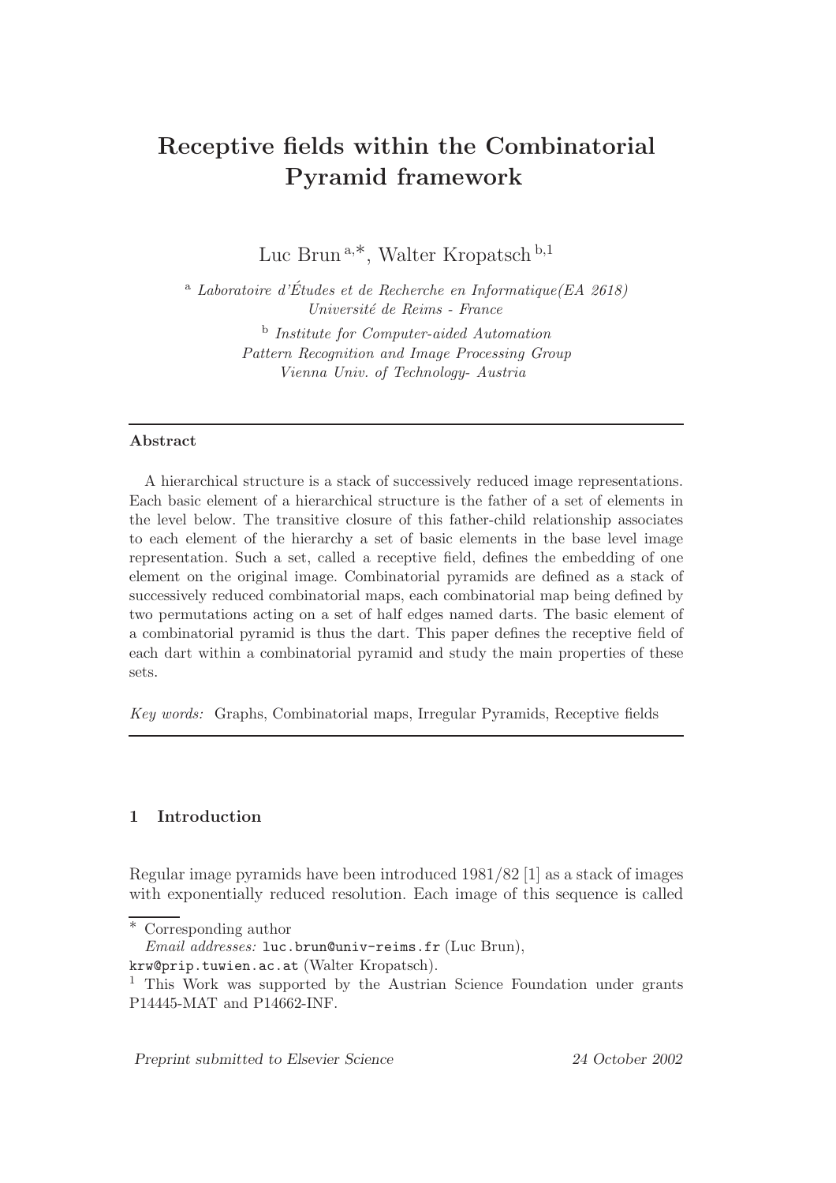# Receptive fields within the Combinatorial Pyramid framework

Luc Brun [a,*], Walter Kropatsch [b,1]

[a] *Laboratoire d'Études et de Recherche en Informatique(EA 2618) Université de Reims - France*

[b] *Institute for Computer-aided Automation Pattern Recognition and Image Processing Group Vienna Univ. of Technology- Austria*

---

**Abstract**

A hierarchical structure is a stack of successively reduced image representations. Each basic element of a hierarchical structure is the father of a set of elements in the level below. The transitive closure of this father-child relationship associates to each element of the hierarchy a set of basic elements in the base level image representation. Such a set, called a receptive field, defines the embedding of one element on the original image. Combinatorial pyramids are defined as a stack of successively reduced combinatorial maps, each combinatorial map being defined by two permutations acting on a set of half edges named darts. The basic element of a combinatorial pyramid is thus the dart. This paper defines the receptive field of each dart within a combinatorial pyramid and study the main properties of these sets.

*Key words:* Graphs, Combinatorial maps, Irregular Pyramids, Receptive fields

---

## 1 Introduction

Regular image pyramids have been introduced 1981/82 [1] as a stack of images with exponentially reduced resolution. Each image of this sequence is called

---

\* Corresponding author

*Email addresses:* luc.brun@univ-reims.fr (Luc Brun), krw@prip.tuwien.ac.at (Walter Kropatsch).

[1] This Work was supported by the Austrian Science Foundation under grants P14445-MAT and P14662-INF.

*Preprint submitted to Elsevier Science* — *24 October 2002*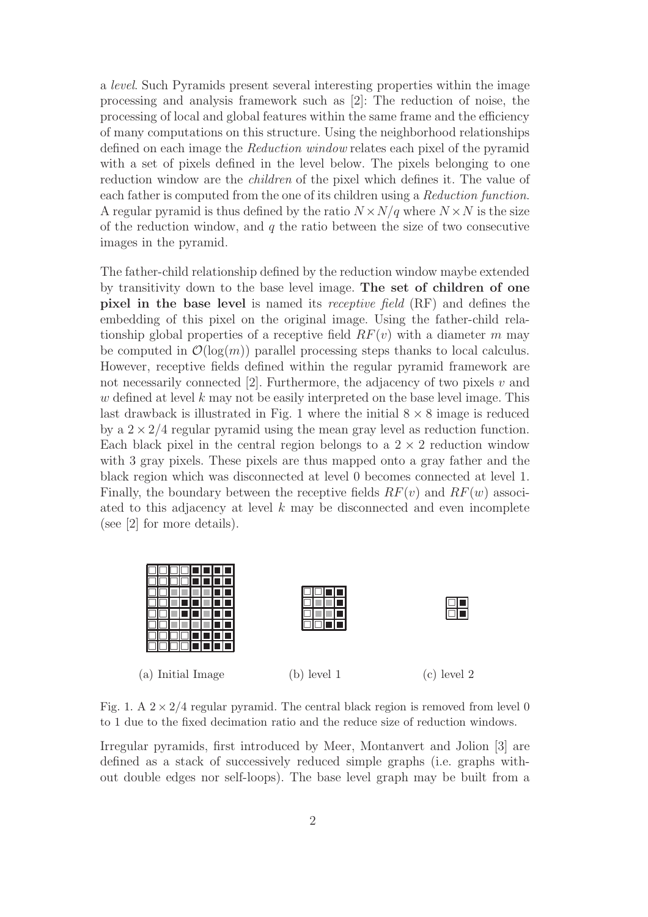a *level*. Such Pyramids present several interesting properties within the image processing and analysis framework such as [2]: The reduction of noise, the processing of local and global features within the same frame and the efficiency of many computations on this structure. Using the neighborhood relationships defined on each image the *Reduction window* relates each pixel of the pyramid with a set of pixels defined in the level below. The pixels belonging to one reduction window are the *children* of the pixel which defines it. The value of each father is computed from the one of its children using a *Reduction function*. A regular pyramid is thus defined by the ratio $N \times N/q$ where $N \times N$ is the size of the reduction window, and $q$ the ratio between the size of two consecutive images in the pyramid.

The father-child relationship defined by the reduction window maybe extended by transitivity down to the base level image. **The set of children of one pixel in the base level** is named its *receptive field* (RF) and defines the embedding of this pixel on the original image. Using the father-child relationship global properties of a receptive field $RF(v)$ with a diameter $m$ may be computed in $\mathcal{O}(\log(m))$ parallel processing steps thanks to local calculus. However, receptive fields defined within the regular pyramid framework are not necessarily connected [2]. Furthermore, the adjacency of two pixels $v$ and $w$ defined at level $k$ may not be easily interpreted on the base level image. This last drawback is illustrated in Fig. 1 where the initial $8 \times 8$ image is reduced by a $2 \times 2/4$ regular pyramid using the mean gray level as reduction function. Each black pixel in the central region belongs to a $2 \times 2$ reduction window with 3 gray pixels. These pixels are thus mapped onto a gray father and the black region which was disconnected at level 0 becomes connected at level 1. Finally, the boundary between the receptive fields $RF(v)$ and $RF(w)$ associated to this adjacency at level $k$ may be disconnected and even incomplete (see [2] for more details).

(a) Initial Image (b) level 1 (c) level 2

Fig. 1. A $2 \times 2/4$ regular pyramid. The central black region is removed from level 0 to 1 due to the fixed decimation ratio and the reduce size of reduction windows.

Irregular pyramids, first introduced by Meer, Montanvert and Jolion [3] are defined as a stack of successively reduced simple graphs (i.e. graphs without double edges nor self-loops). The base level graph may be built from a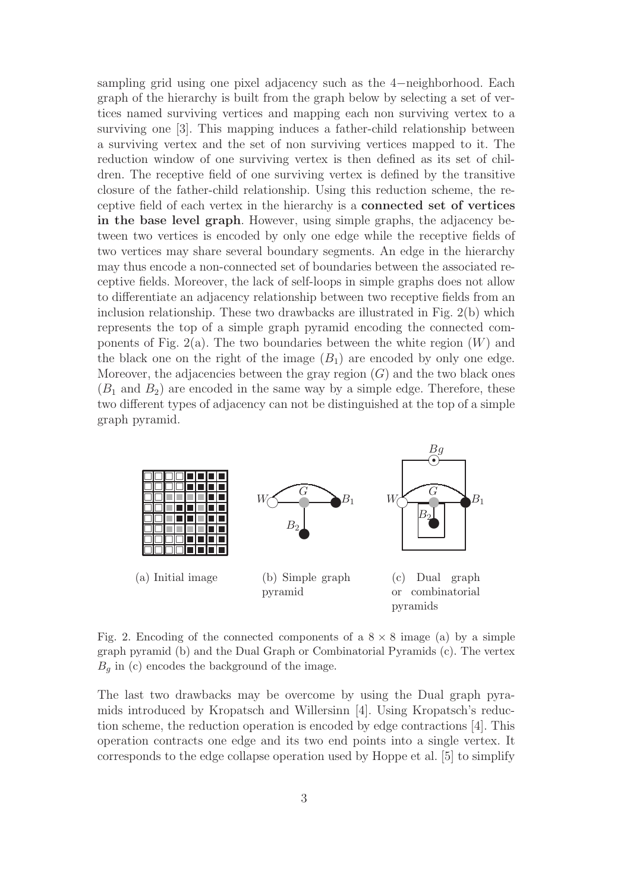sampling grid using one pixel adjacency such as the 4−neighborhood. Each graph of the hierarchy is built from the graph below by selecting a set of vertices named surviving vertices and mapping each non surviving vertex to a surviving one [3]. This mapping induces a father-child relationship between a surviving vertex and the set of non surviving vertices mapped to it. The reduction window of one surviving vertex is then defined as its set of children. The receptive field of one surviving vertex is defined by the transitive closure of the father-child relationship. Using this reduction scheme, the receptive field of each vertex in the hierarchy is a **connected set of vertices in the base level graph**. However, using simple graphs, the adjacency between two vertices is encoded by only one edge while the receptive fields of two vertices may share several boundary segments. An edge in the hierarchy may thus encode a non-connected set of boundaries between the associated receptive fields. Moreover, the lack of self-loops in simple graphs does not allow to differentiate an adjacency relationship between two receptive fields from an inclusion relationship. These two drawbacks are illustrated in Fig. 2(b) which represents the top of a simple graph pyramid encoding the connected components of Fig. 2(a). The two boundaries between the white region ($W$) and the black one on the right of the image ($B_1$) are encoded by only one edge. Moreover, the adjacencies between the gray region ($G$) and the two black ones ($B_1$ and $B_2$) are encoded in the same way by a simple edge. Therefore, these two different types of adjacency can not be distinguished at the top of a simple graph pyramid.

(a) Initial image

(b) Simple graph pyramid

(c) Dual graph or combinatorial pyramids

Fig. 2. Encoding of the connected components of a $8 \times 8$ image (a) by a simple graph pyramid (b) and the Dual Graph or Combinatorial Pyramids (c). The vertex $B_g$ in (c) encodes the background of the image.

The last two drawbacks may be overcome by using the Dual graph pyramids introduced by Kropatsch and Willersinn [4]. Using Kropatsch's reduction scheme, the reduction operation is encoded by edge contractions [4]. This operation contracts one edge and its two end points into a single vertex. It corresponds to the edge collapse operation used by Hoppe et al. [5] to simplify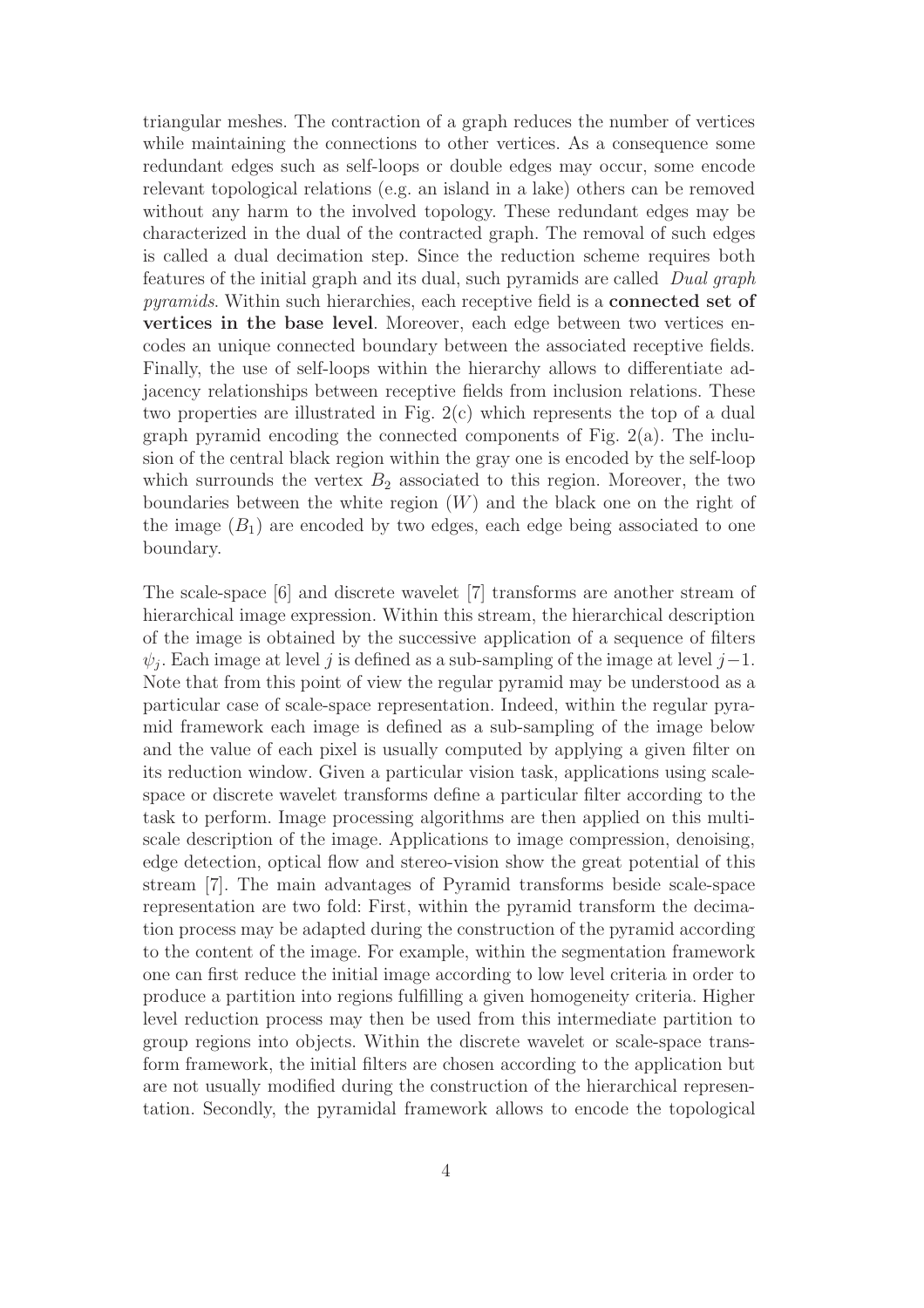triangular meshes. The contraction of a graph reduces the number of vertices while maintaining the connections to other vertices. As a consequence some redundant edges such as self-loops or double edges may occur, some encode relevant topological relations (e.g. an island in a lake) others can be removed without any harm to the involved topology. These redundant edges may be characterized in the dual of the contracted graph. The removal of such edges is called a dual decimation step. Since the reduction scheme requires both features of the initial graph and its dual, such pyramids are called *Dual graph pyramids*. Within such hierarchies, each receptive field is a **connected set of vertices in the base level**. Moreover, each edge between two vertices encodes an unique connected boundary between the associated receptive fields. Finally, the use of self-loops within the hierarchy allows to differentiate adjacency relationships between receptive fields from inclusion relations. These two properties are illustrated in Fig. 2(c) which represents the top of a dual graph pyramid encoding the connected components of Fig. 2(a). The inclusion of the central black region within the gray one is encoded by the self-loop which surrounds the vertex $B_2$ associated to this region. Moreover, the two boundaries between the white region ($W$) and the black one on the right of the image ($B_1$) are encoded by two edges, each edge being associated to one boundary.

The scale-space [6] and discrete wavelet [7] transforms are another stream of hierarchical image expression. Within this stream, the hierarchical description of the image is obtained by the successive application of a sequence of filters $\psi_j$. Each image at level $j$ is defined as a sub-sampling of the image at level $j-1$. Note that from this point of view the regular pyramid may be understood as a particular case of scale-space representation. Indeed, within the regular pyramid framework each image is defined as a sub-sampling of the image below and the value of each pixel is usually computed by applying a given filter on its reduction window. Given a particular vision task, applications using scale-space or discrete wavelet transforms define a particular filter according to the task to perform. Image processing algorithms are then applied on this multi-scale description of the image. Applications to image compression, denoising, edge detection, optical flow and stereo-vision show the great potential of this stream [7]. The main advantages of Pyramid transforms beside scale-space representation are two fold: First, within the pyramid transform the decimation process may be adapted during the construction of the pyramid according to the content of the image. For example, within the segmentation framework one can first reduce the initial image according to low level criteria in order to produce a partition into regions fulfilling a given homogeneity criteria. Higher level reduction process may then be used from this intermediate partition to group regions into objects. Within the discrete wavelet or scale-space transform framework, the initial filters are chosen according to the application but are not usually modified during the construction of the hierarchical representation. Secondly, the pyramidal framework allows to encode the topological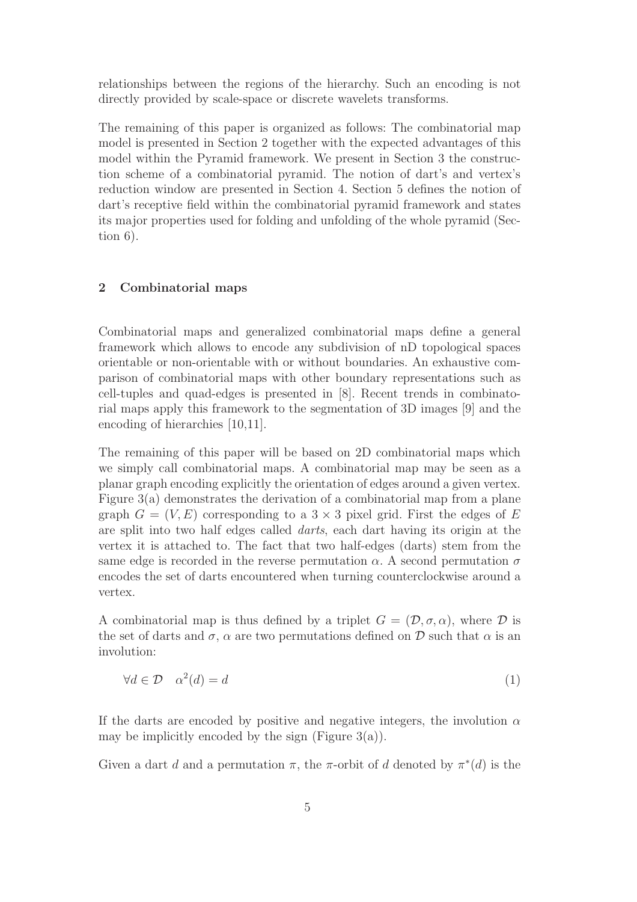relationships between the regions of the hierarchy. Such an encoding is not directly provided by scale-space or discrete wavelets transforms.

The remaining of this paper is organized as follows: The combinatorial map model is presented in Section 2 together with the expected advantages of this model within the Pyramid framework. We present in Section 3 the construction scheme of a combinatorial pyramid. The notion of dart's and vertex's reduction window are presented in Section 4. Section 5 defines the notion of dart's receptive field within the combinatorial pyramid framework and states its major properties used for folding and unfolding of the whole pyramid (Section 6).

## 2 Combinatorial maps

Combinatorial maps and generalized combinatorial maps define a general framework which allows to encode any subdivision of nD topological spaces orientable or non-orientable with or without boundaries. An exhaustive comparison of combinatorial maps with other boundary representations such as cell-tuples and quad-edges is presented in [8]. Recent trends in combinatorial maps apply this framework to the segmentation of 3D images [9] and the encoding of hierarchies [10,11].

The remaining of this paper will be based on 2D combinatorial maps which we simply call combinatorial maps. A combinatorial map may be seen as a planar graph encoding explicitly the orientation of edges around a given vertex. Figure 3(a) demonstrates the derivation of a combinatorial map from a plane graph $G = (V, E)$ corresponding to a $3 \times 3$ pixel grid. First the edges of $E$ are split into two half edges called *darts*, each dart having its origin at the vertex it is attached to. The fact that two half-edges (darts) stem from the same edge is recorded in the reverse permutation $\alpha$. A second permutation $\sigma$ encodes the set of darts encountered when turning counterclockwise around a vertex.

A combinatorial map is thus defined by a triplet $G = (\mathcal{D}, \sigma, \alpha)$, where $\mathcal{D}$ is the set of darts and $\sigma$, $\alpha$ are two permutations defined on $\mathcal{D}$ such that $\alpha$ is an involution:

$$\forall d \in \mathcal{D} \quad \alpha^2(d) = d \tag{1}$$

If the darts are encoded by positive and negative integers, the involution $\alpha$ may be implicitly encoded by the sign (Figure 3(a)).

Given a dart $d$ and a permutation $\pi$, the $\pi$-orbit of $d$ denoted by $\pi^*(d)$ is the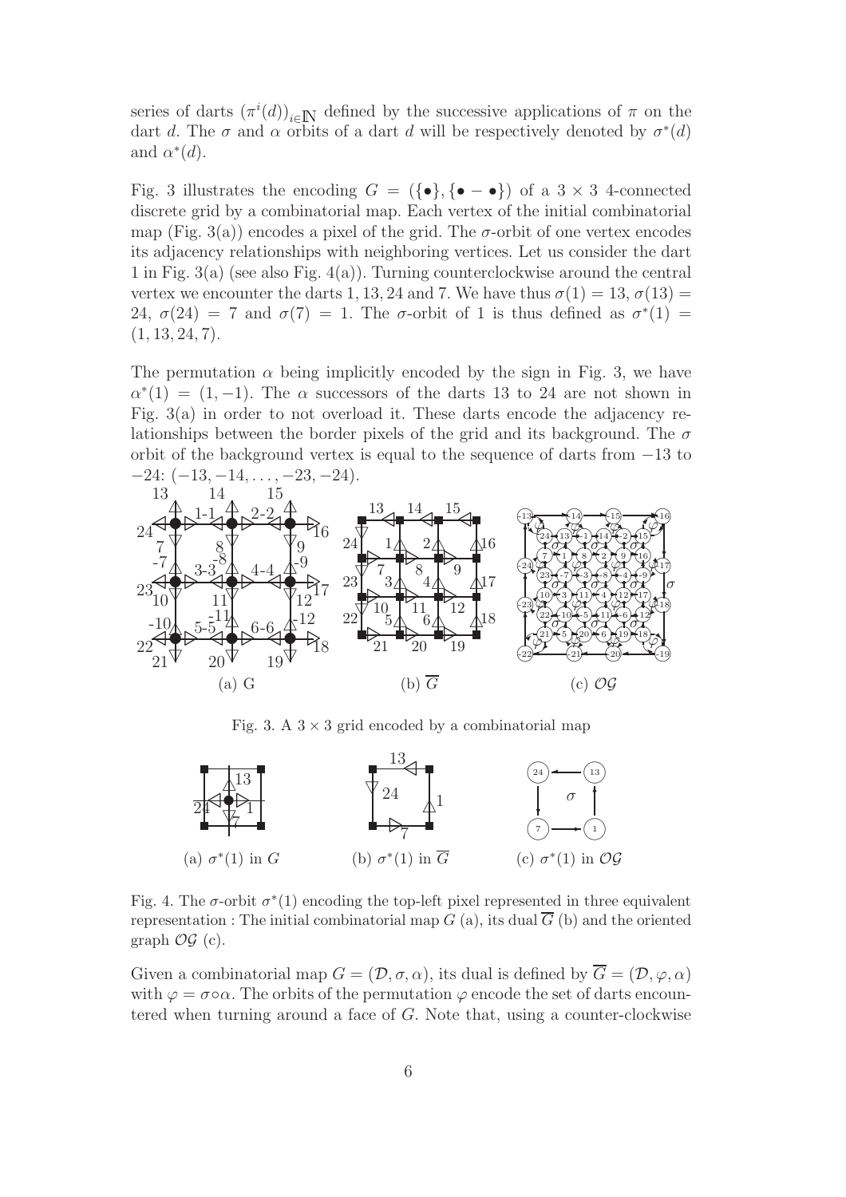series of darts $(\pi^i(d))_{i\in\mathbb{N}}$ defined by the successive applications of $\pi$ on the dart $d$. The $\sigma$ and $\alpha$ orbits of a dart $d$ will be respectively denoted by $\sigma^*(d)$ and $\alpha^*(d)$.

Fig. 3 illustrates the encoding $G = (\{\bullet\}, \{\bullet - \bullet\})$ of a $3 \times 3$ 4-connected discrete grid by a combinatorial map. Each vertex of the initial combinatorial map (Fig. 3(a)) encodes a pixel of the grid. The $\sigma$-orbit of one vertex encodes its adjacency relationships with neighboring vertices. Let us consider the dart 1 in Fig. 3(a) (see also Fig. 4(a)). Turning counterclockwise around the central vertex we encounter the darts 1, 13, 24 and 7. We have thus $\sigma(1) = 13$, $\sigma(13) = 24$, $\sigma(24) = 7$ and $\sigma(7) = 1$. The $\sigma$-orbit of 1 is thus defined as $\sigma^*(1) = (1, 13, 24, 7)$.

The permutation $\alpha$ being implicitly encoded by the sign in Fig. 3, we have $\alpha^*(1) = (1, -1)$. The $\alpha$ successors of the darts 13 to 24 are not shown in Fig. 3(a) in order to not overload it. These darts encode the adjacency relationships between the border pixels of the grid and its background. The $\sigma$ orbit of the background vertex is equal to the sequence of darts from $-13$ to $-24$: $(-13, -14, \ldots, -23, -24)$.

(a) G (b) $\overline{G}$ (c) $\mathcal{OG}$

Fig. 3. A $3 \times 3$ grid encoded by a combinatorial map

(a) $\sigma^*(1)$ in $G$ (b) $\sigma^*(1)$ in $\overline{G}$ (c) $\sigma^*(1)$ in $\mathcal{OG}$

Fig. 4. The $\sigma$-orbit $\sigma^*(1)$ encoding the top-left pixel represented in three equivalent representation : The initial combinatorial map $G$ (a), its dual $\overline{G}$ (b) and the oriented graph $\mathcal{OG}$ (c).

Given a combinatorial map $G = (\mathcal{D}, \sigma, \alpha)$, its dual is defined by $\overline{G} = (\mathcal{D}, \varphi, \alpha)$ with $\varphi = \sigma \circ \alpha$. The orbits of the permutation $\varphi$ encode the set of darts encountered when turning around a face of $G$. Note that, using a counter-clockwise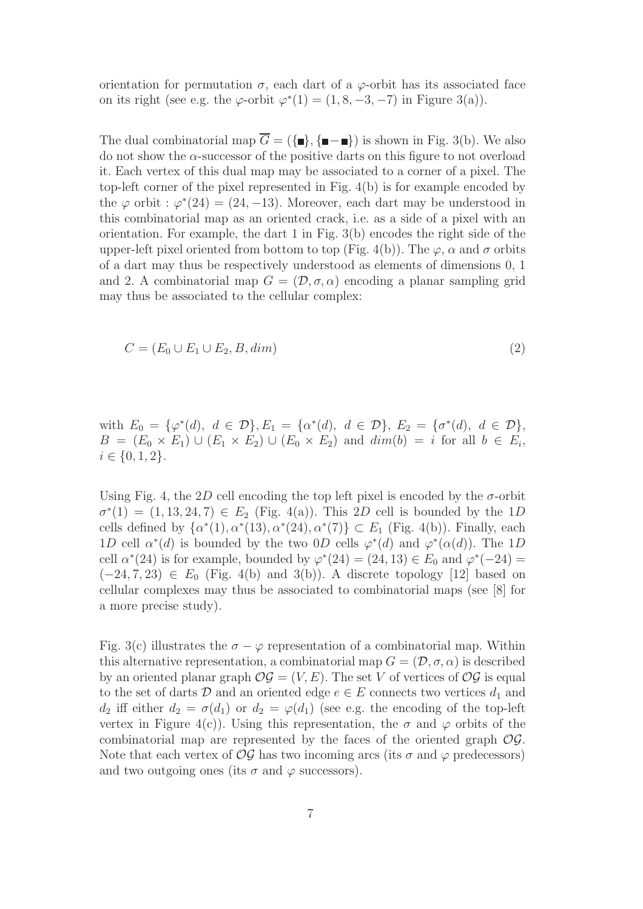orientation for permutation $\sigma$, each dart of a $\varphi$-orbit has its associated face on its right (see e.g. the $\varphi$-orbit $\varphi^*(1) = (1, 8, -3, -7)$ in Figure 3(a)).

The dual combinatorial map $\overline{G} = (\{\blacksquare\}, \{\blacksquare - \blacksquare\})$ is shown in Fig. 3(b). We also do not show the $\alpha$-successor of the positive darts on this figure to not overload it. Each vertex of this dual map may be associated to a corner of a pixel. The top-left corner of the pixel represented in Fig. 4(b) is for example encoded by the $\varphi$ orbit : $\varphi^*(24) = (24, -13)$. Moreover, each dart may be understood in this combinatorial map as an oriented crack, i.e. as a side of a pixel with an orientation. For example, the dart 1 in Fig. 3(b) encodes the right side of the upper-left pixel oriented from bottom to top (Fig. 4(b)). The $\varphi$, $\alpha$ and $\sigma$ orbits of a dart may thus be respectively understood as elements of dimensions 0, 1 and 2. A combinatorial map $G = (\mathcal{D}, \sigma, \alpha)$ encoding a planar sampling grid may thus be associated to the cellular complex:

$$C = (E_0 \cup E_1 \cup E_2, B, dim) \tag{2}$$

with $E_0 = \{\varphi^*(d),\ d \in \mathcal{D}\}, E_1 = \{\alpha^*(d),\ d \in \mathcal{D}\},\ E_2 = \{\sigma^*(d),\ d \in \mathcal{D}\}$, $B = (E_0 \times E_1) \cup (E_1 \times E_2) \cup (E_0 \times E_2)$ and $dim(b) = i$ for all $b \in E_i$, $i \in \{0, 1, 2\}$.

Using Fig. 4, the $2D$ cell encoding the top left pixel is encoded by the $\sigma$-orbit $\sigma^*(1) = (1, 13, 24, 7) \in E_2$ (Fig. 4(a)). This $2D$ cell is bounded by the $1D$ cells defined by $\{\alpha^*(1), \alpha^*(13), \alpha^*(24), \alpha^*(7)\} \subset E_1$ (Fig. 4(b)). Finally, each $1D$ cell $\alpha^*(d)$ is bounded by the two $0D$ cells $\varphi^*(d)$ and $\varphi^*(\alpha(d))$. The $1D$ cell $\alpha^*(24)$ is for example, bounded by $\varphi^*(24) = (24, 13) \in E_0$ and $\varphi^*(-24) = (-24, 7, 23) \in E_0$ (Fig. 4(b) and 3(b)). A discrete topology [12] based on cellular complexes may thus be associated to combinatorial maps (see [8] for a more precise study).

Fig. 3(c) illustrates the $\sigma - \varphi$ representation of a combinatorial map. Within this alternative representation, a combinatorial map $G = (\mathcal{D}, \sigma, \alpha)$ is described by an oriented planar graph $\mathcal{OG} = (V, E)$. The set $V$ of vertices of $\mathcal{OG}$ is equal to the set of darts $\mathcal{D}$ and an oriented edge $e \in E$ connects two vertices $d_1$ and $d_2$ iff either $d_2 = \sigma(d_1)$ or $d_2 = \varphi(d_1)$ (see e.g. the encoding of the top-left vertex in Figure 4(c)). Using this representation, the $\sigma$ and $\varphi$ orbits of the combinatorial map are represented by the faces of the oriented graph $\mathcal{OG}$. Note that each vertex of $\mathcal{OG}$ has two incoming arcs (its $\sigma$ and $\varphi$ predecessors) and two outgoing ones (its $\sigma$ and $\varphi$ successors).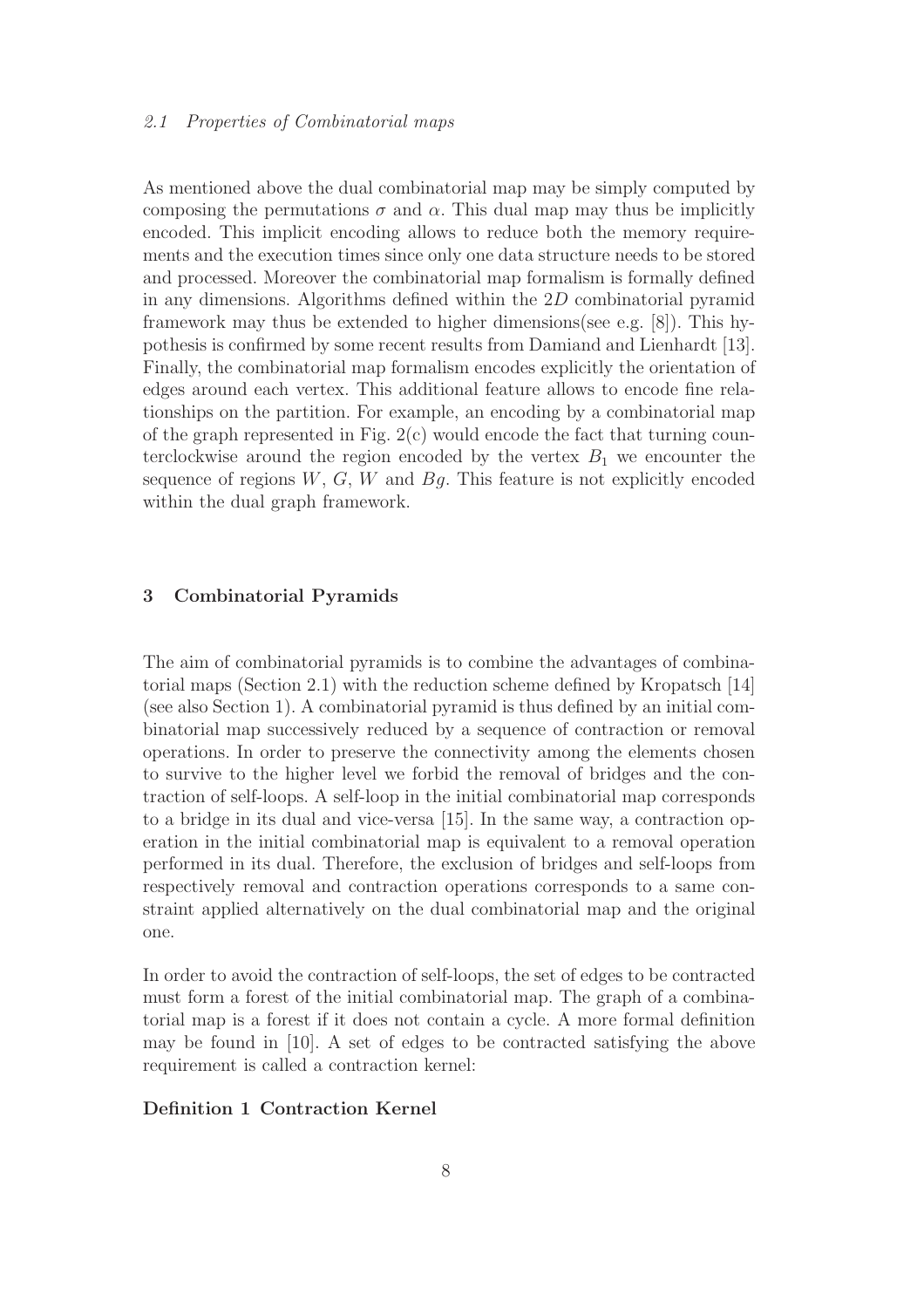### 2.1 Properties of Combinatorial maps

As mentioned above the dual combinatorial map may be simply computed by composing the permutations $\sigma$ and $\alpha$. This dual map may thus be implicitly encoded. This implicit encoding allows to reduce both the memory requirements and the execution times since only one data structure needs to be stored and processed. Moreover the combinatorial map formalism is formally defined in any dimensions. Algorithms defined within the $2D$ combinatorial pyramid framework may thus be extended to higher dimensions(see e.g. [8]). This hypothesis is confirmed by some recent results from Damiand and Lienhardt [13]. Finally, the combinatorial map formalism encodes explicitly the orientation of edges around each vertex. This additional feature allows to encode fine relationships on the partition. For example, an encoding by a combinatorial map of the graph represented in Fig. 2(c) would encode the fact that turning counterclockwise around the region encoded by the vertex $B_1$ we encounter the sequence of regions $W$, $G$, $W$ and $Bg$. This feature is not explicitly encoded within the dual graph framework.

## 3 Combinatorial Pyramids

The aim of combinatorial pyramids is to combine the advantages of combinatorial maps (Section 2.1) with the reduction scheme defined by Kropatsch [14] (see also Section 1). A combinatorial pyramid is thus defined by an initial combinatorial map successively reduced by a sequence of contraction or removal operations. In order to preserve the connectivity among the elements chosen to survive to the higher level we forbid the removal of bridges and the contraction of self-loops. A self-loop in the initial combinatorial map corresponds to a bridge in its dual and vice-versa [15]. In the same way, a contraction operation in the initial combinatorial map is equivalent to a removal operation performed in its dual. Therefore, the exclusion of bridges and self-loops from respectively removal and contraction operations corresponds to a same constraint applied alternatively on the dual combinatorial map and the original one.

In order to avoid the contraction of self-loops, the set of edges to be contracted must form a forest of the initial combinatorial map. The graph of a combinatorial map is a forest if it does not contain a cycle. A more formal definition may be found in [10]. A set of edges to be contracted satisfying the above requirement is called a contraction kernel:

**Definition 1 Contraction Kernel**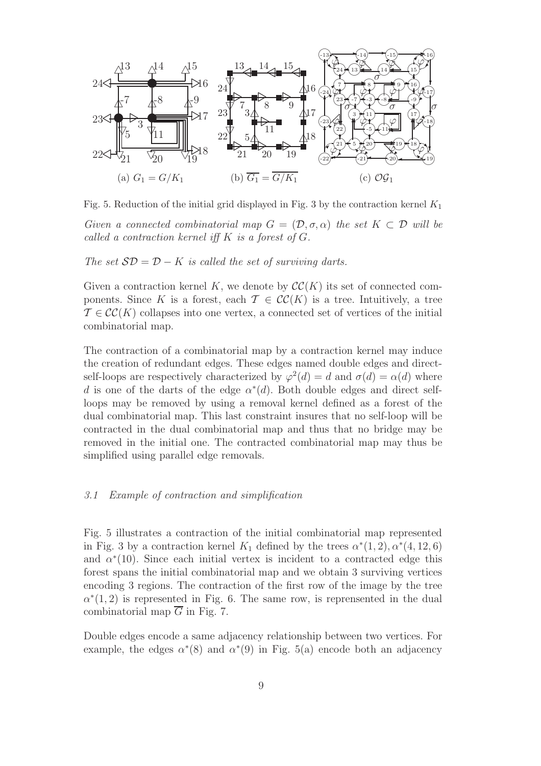(a) $G_1 = G/K_1$ (b) $\overline{G_1} = \overline{G/K_1}$ (c) $\mathcal{OG}_1$

Fig. 5. Reduction of the initial grid displayed in Fig. 3 by the contraction kernel $K_1$

*Given a connected combinatorial map $G = (\mathcal{D}, \sigma, \alpha)$ the set $K \subset \mathcal{D}$ will be called a contraction kernel iff $K$ is a forest of $G$.*

*The set $\mathcal{SD} = \mathcal{D} - K$ is called the set of surviving darts.*

Given a contraction kernel $K$, we denote by $\mathcal{CC}(K)$ its set of connected components. Since $K$ is a forest, each $\mathcal{T} \in \mathcal{CC}(K)$ is a tree. Intuitively, a tree $\mathcal{T} \in \mathcal{CC}(K)$ collapses into one vertex, a connected set of vertices of the initial combinatorial map.

The contraction of a combinatorial map by a contraction kernel may induce the creation of redundant edges. These edges named double edges and direct-self-loops are respectively characterized by $\varphi^2(d) = d$ and $\sigma(d) = \alpha(d)$ where $d$ is one of the darts of the edge $\alpha^*(d)$. Both double edges and direct self-loops may be removed by using a removal kernel defined as a forest of the dual combinatorial map. This last constraint insures that no self-loop will be contracted in the dual combinatorial map and thus that no bridge may be removed in the initial one. The contracted combinatorial map may thus be simplified using parallel edge removals.

### 3.1 Example of contraction and simplification

Fig. 5 illustrates a contraction of the initial combinatorial map represented in Fig. 3 by a contraction kernel $K_1$ defined by the trees $\alpha^*(1, 2), \alpha^*(4, 12, 6)$ and $\alpha^*(10)$. Since each initial vertex is incident to a contracted edge this forest spans the initial combinatorial map and we obtain 3 surviving vertices encoding 3 regions. The contraction of the first row of the image by the tree $\alpha^*(1, 2)$ is represented in Fig. 6. The same row, is reprensented in the dual combinatorial map $\overline{G}$ in Fig. 7.

Double edges encode a same adjacency relationship between two vertices. For example, the edges $\alpha^*(8)$ and $\alpha^*(9)$ in Fig. 5(a) encode both an adjacency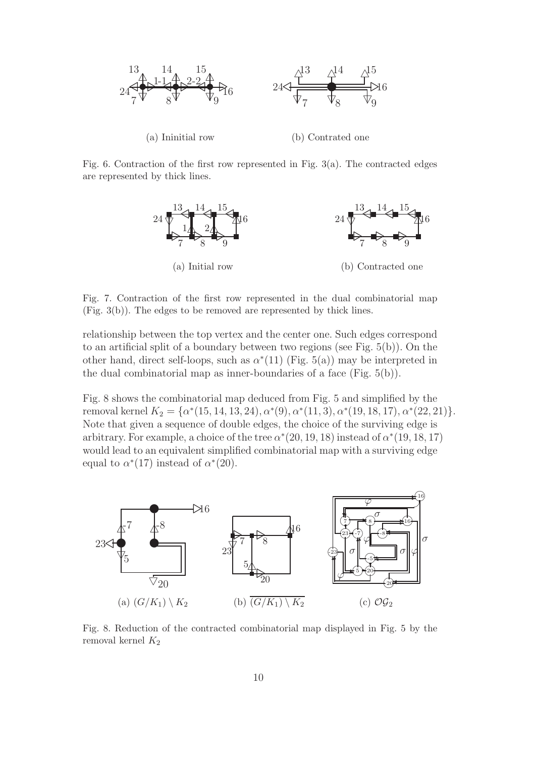(a) Ininitial row

(b) Contrated one

Fig. 6. Contraction of the first row represented in Fig. 3(a). The contracted edges are represented by thick lines.

(a) Initial row

(b) Contracted one

Fig. 7. Contraction of the first row represented in the dual combinatorial map (Fig. 3(b)). The edges to be removed are represented by thick lines.

relationship between the top vertex and the center one. Such edges correspond to an artificial split of a boundary between two regions (see Fig. 5(b)). On the other hand, direct self-loops, such as $\alpha^*(11)$ (Fig. 5(a)) may be interpreted in the dual combinatorial map as inner-boundaries of a face (Fig. 5(b)).

Fig. 8 shows the combinatorial map deduced from Fig. 5 and simplified by the removal kernel $K_2 = \{\alpha^*(15, 14, 13, 24), \alpha^*(9), \alpha^*(11, 3), \alpha^*(19, 18, 17), \alpha^*(22, 21)\}$. Note that given a sequence of double edges, the choice of the surviving edge is arbitrary. For example, a choice of the tree $\alpha^*(20, 19, 18)$ instead of $\alpha^*(19, 18, 17)$ would lead to an equivalent simplified combinatorial map with a surviving edge equal to $\alpha^*(17)$ instead of $\alpha^*(20)$.

(a) $(G/K_1) \setminus K_2$

(b) $\overline{(G/K_1) \setminus K_2}$

(c) $\mathcal{OG}_2$

Fig. 8. Reduction of the contracted combinatorial map displayed in Fig. 5 by the removal kernel $K_2$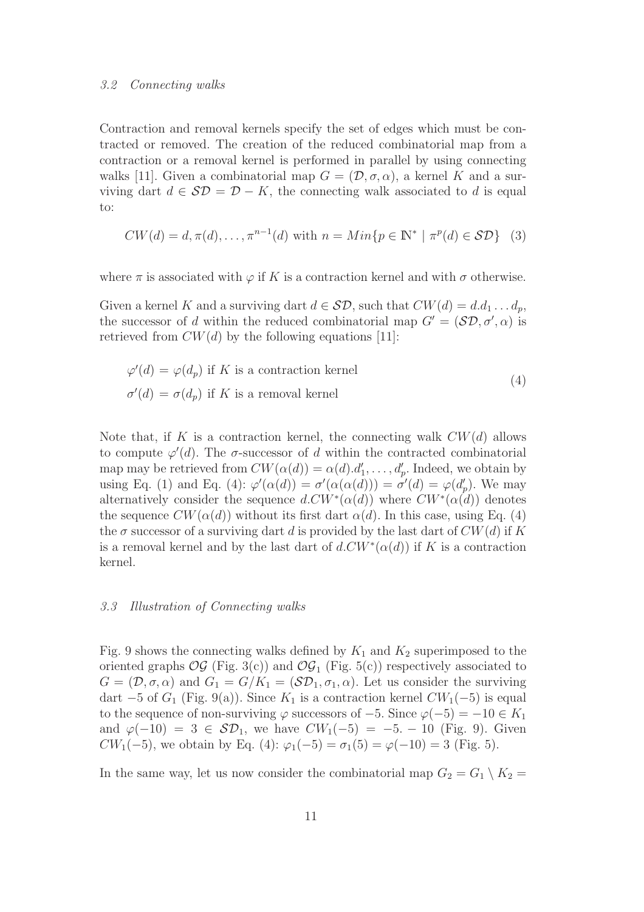### 3.2 Connecting walks

Contraction and removal kernels specify the set of edges which must be contracted or removed. The creation of the reduced combinatorial map from a contraction or a removal kernel is performed in parallel by using connecting walks [11]. Given a combinatorial map $G = (\mathcal{D}, \sigma, \alpha)$, a kernel $K$ and a surviving dart $d \in \mathcal{SD} = \mathcal{D} - K$, the connecting walk associated to $d$ is equal to:

$$CW(d) = d, \pi(d), \dots, \pi^{n-1}(d) \text{ with } n = Min\{p \in \mathbb{N}^* \mid \pi^p(d) \in \mathcal{SD}\} \quad (3)$$

where $\pi$ is associated with $\varphi$ if $K$ is a contraction kernel and with $\sigma$ otherwise.

Given a kernel $K$ and a surviving dart $d \in \mathcal{SD}$, such that $CW(d) = d.d_1 \dots d_p$, the successor of $d$ within the reduced combinatorial map $G' = (\mathcal{SD}, \sigma', \alpha)$ is retrieved from $CW(d)$ by the following equations [11]:

$$\begin{aligned} &\varphi'(d) = \varphi(d_p) \text{ if } K \text{ is a contraction kernel} \\ &\sigma'(d) = \sigma(d_p) \text{ if } K \text{ is a removal kernel} \end{aligned} \quad (4)$$

Note that, if $K$ is a contraction kernel, the connecting walk $CW(d)$ allows to compute $\varphi'(d)$. The $\sigma$-successor of $d$ within the contracted combinatorial map may be retrieved from $CW(\alpha(d)) = \alpha(d).d'_1, \dots, d'_p$. Indeed, we obtain by using Eq. (1) and Eq. (4): $\varphi'(\alpha(d)) = \sigma'(\alpha(\alpha(d))) = \sigma'(d) = \varphi(d'_p)$. We may alternatively consider the sequence $d.CW^*(\alpha(d))$ where $CW^*(\alpha(d))$ denotes the sequence $CW(\alpha(d))$ without its first dart $\alpha(d)$. In this case, using Eq. (4) the $\sigma$ successor of a surviving dart $d$ is provided by the last dart of $CW(d)$ if $K$ is a removal kernel and by the last dart of $d.CW^*(\alpha(d))$ if $K$ is a contraction kernel.

### 3.3 Illustration of Connecting walks

Fig. 9 shows the connecting walks defined by $K_1$ and $K_2$ superimposed to the oriented graphs $\mathcal{OG}$ (Fig. 3(c)) and $\mathcal{OG}_1$ (Fig. 5(c)) respectively associated to $G = (\mathcal{D}, \sigma, \alpha)$ and $G_1 = G/K_1 = (\mathcal{SD}_1, \sigma_1, \alpha)$. Let us consider the surviving dart $-5$ of $G_1$ (Fig. 9(a)). Since $K_1$ is a contraction kernel $CW_1(-5)$ is equal to the sequence of non-surviving $\varphi$ successors of $-5$. Since $\varphi(-5) = -10 \in K_1$ and $\varphi(-10) = 3 \in \mathcal{SD}_1$, we have $CW_1(-5) = -5. - 10$ (Fig. 9). Given $CW_1(-5)$, we obtain by Eq. (4): $\varphi_1(-5) = \sigma_1(5) = \varphi(-10) = 3$ (Fig. 5).

In the same way, let us now consider the combinatorial map $G_2 = G_1 \setminus K_2 =$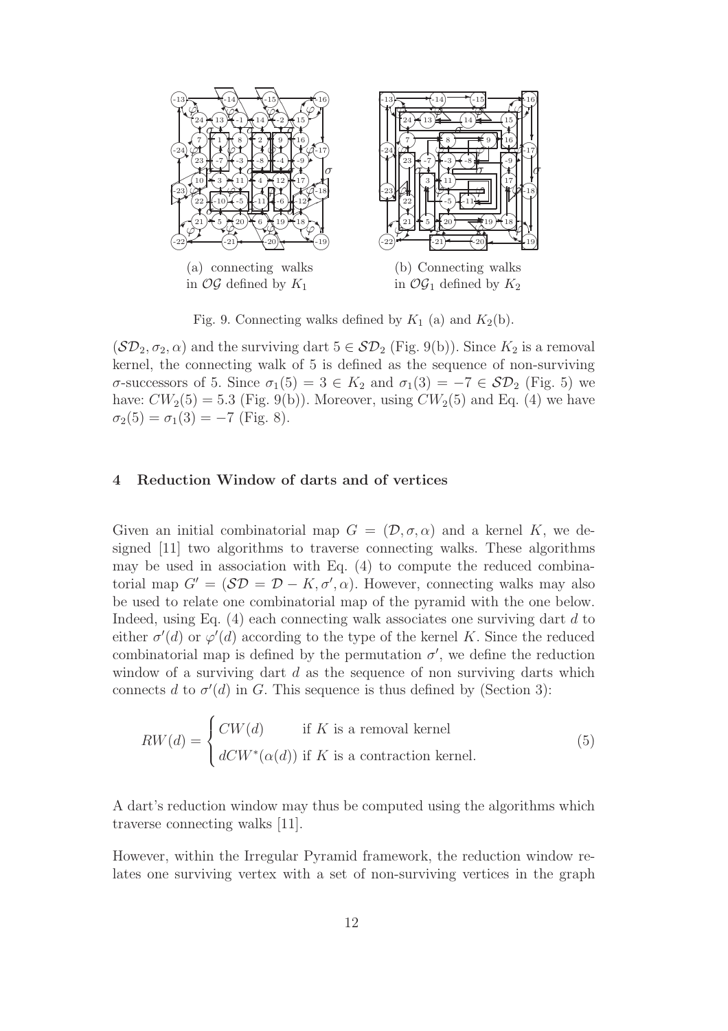(a) connecting walks in $\mathcal{OG}$ defined by $K_1$

(b) Connecting walks in $\mathcal{OG}_1$ defined by $K_2$

Fig. 9. Connecting walks defined by $K_1$ (a) and $K_2$(b).

$(\mathcal{SD}_2, \sigma_2, \alpha)$ and the surviving dart $5 \in \mathcal{SD}_2$ (Fig. 9(b)). Since $K_2$ is a removal kernel, the connecting walk of 5 is defined as the sequence of non-surviving $\sigma$-successors of 5. Since $\sigma_1(5) = 3 \in K_2$ and $\sigma_1(3) = -7 \in \mathcal{SD}_2$ (Fig. 5) we have: $CW_2(5) = 5.3$ (Fig. 9(b)). Moreover, using $CW_2(5)$ and Eq. (4) we have $\sigma_2(5) = \sigma_1(3) = -7$ (Fig. 8).

## 4 Reduction Window of darts and of vertices

Given an initial combinatorial map $G = (\mathcal{D}, \sigma, \alpha)$ and a kernel $K$, we designed [11] two algorithms to traverse connecting walks. These algorithms may be used in association with Eq. (4) to compute the reduced combinatorial map $G' = (\mathcal{SD} = \mathcal{D} - K, \sigma', \alpha)$. However, connecting walks may also be used to relate one combinatorial map of the pyramid with the one below. Indeed, using Eq. (4) each connecting walk associates one surviving dart $d$ to either $\sigma'(d)$ or $\varphi'(d)$ according to the type of the kernel $K$. Since the reduced combinatorial map is defined by the permutation $\sigma'$, we define the reduction window of a surviving dart $d$ as the sequence of non surviving darts which connects $d$ to $\sigma'(d)$ in $G$. This sequence is thus defined by (Section 3):

$$RW(d) = \begin{cases} CW(d) & \text{if } K \text{ is a removal kernel} \\ dCW^*(\alpha(d)) & \text{if } K \text{ is a contraction kernel.} \end{cases} \tag{5}$$

A dart's reduction window may thus be computed using the algorithms which traverse connecting walks [11].

However, within the Irregular Pyramid framework, the reduction window relates one surviving vertex with a set of non-surviving vertices in the graph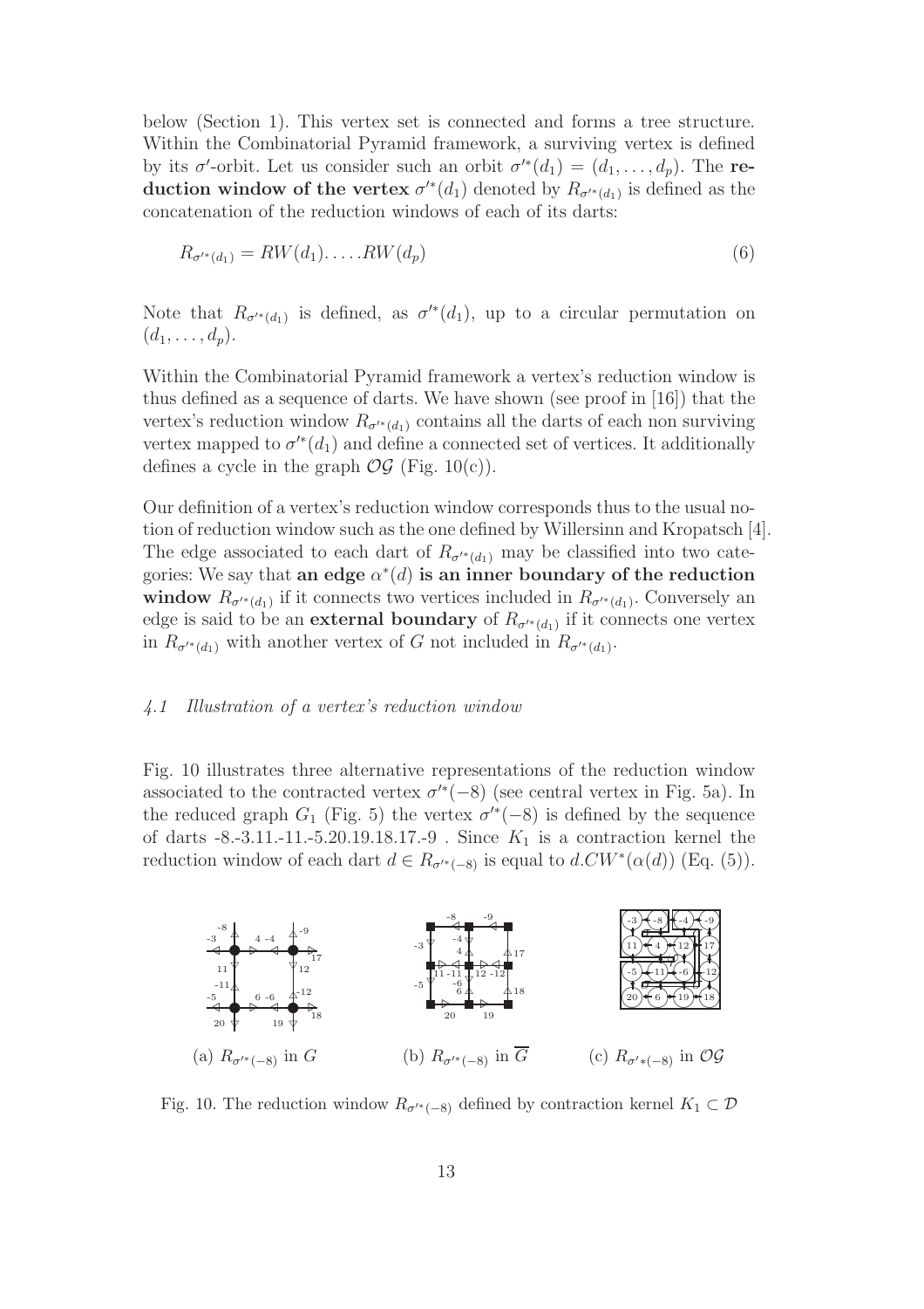below (Section 1). This vertex set is connected and forms a tree structure. Within the Combinatorial Pyramid framework, a surviving vertex is defined by its $\sigma'$-orbit. Let us consider such an orbit $\sigma'^*(d_1) = (d_1, \ldots, d_p)$. The **reduction window of the vertex** $\sigma'^*(d_1)$ denoted by $R_{\sigma'^*(d_1)}$ is defined as the concatenation of the reduction windows of each of its darts:

$$R_{\sigma'^*(d_1)} = RW(d_1).\ldots.RW(d_p) \tag{6}$$

Note that $R_{\sigma'^*(d_1)}$ is defined, as $\sigma'^*(d_1)$, up to a circular permutation on $(d_1, \ldots, d_p)$.

Within the Combinatorial Pyramid framework a vertex's reduction window is thus defined as a sequence of darts. We have shown (see proof in [16]) that the vertex's reduction window $R_{\sigma'^*(d_1)}$ contains all the darts of each non surviving vertex mapped to $\sigma'^*(d_1)$ and define a connected set of vertices. It additionally defines a cycle in the graph $\mathcal{OG}$ (Fig. 10(c)).

Our definition of a vertex's reduction window corresponds thus to the usual notion of reduction window such as the one defined by Willersinn and Kropatsch [4]. The edge associated to each dart of $R_{\sigma'^*(d_1)}$ may be classified into two categories: We say that **an edge** $\alpha^*(d)$ **is an inner boundary of the reduction window** $R_{\sigma'^*(d_1)}$ if it connects two vertices included in $R_{\sigma'^*(d_1)}$. Conversely an edge is said to be an **external boundary** of $R_{\sigma'^*(d_1)}$ if it connects one vertex in $R_{\sigma'^*(d_1)}$ with another vertex of $G$ not included in $R_{\sigma'^*(d_1)}$.

### *4.1 Illustration of a vertex's reduction window*

Fig. 10 illustrates three alternative representations of the reduction window associated to the contracted vertex $\sigma'^*(-8)$ (see central vertex in Fig. 5a). In the reduced graph $G_1$ (Fig. 5) the vertex $\sigma'^*(-8)$ is defined by the sequence of darts -8.-3.11.-11.-5.20.19.18.17.-9 . Since $K_1$ is a contraction kernel the reduction window of each dart $d \in R_{\sigma'^*(-8)}$ is equal to $d.CW^*(\alpha(d))$ (Eq. (5)).

(a) $R_{\sigma'^*(-8)}$ in $G$ (b) $R_{\sigma'^*(-8)}$ in $\overline{G}$ (c) $R_{\sigma'^*(-8)}$ in $\mathcal{OG}$

Fig. 10. The reduction window $R_{\sigma'^*(-8)}$ defined by contraction kernel $K_1 \subset \mathcal{D}$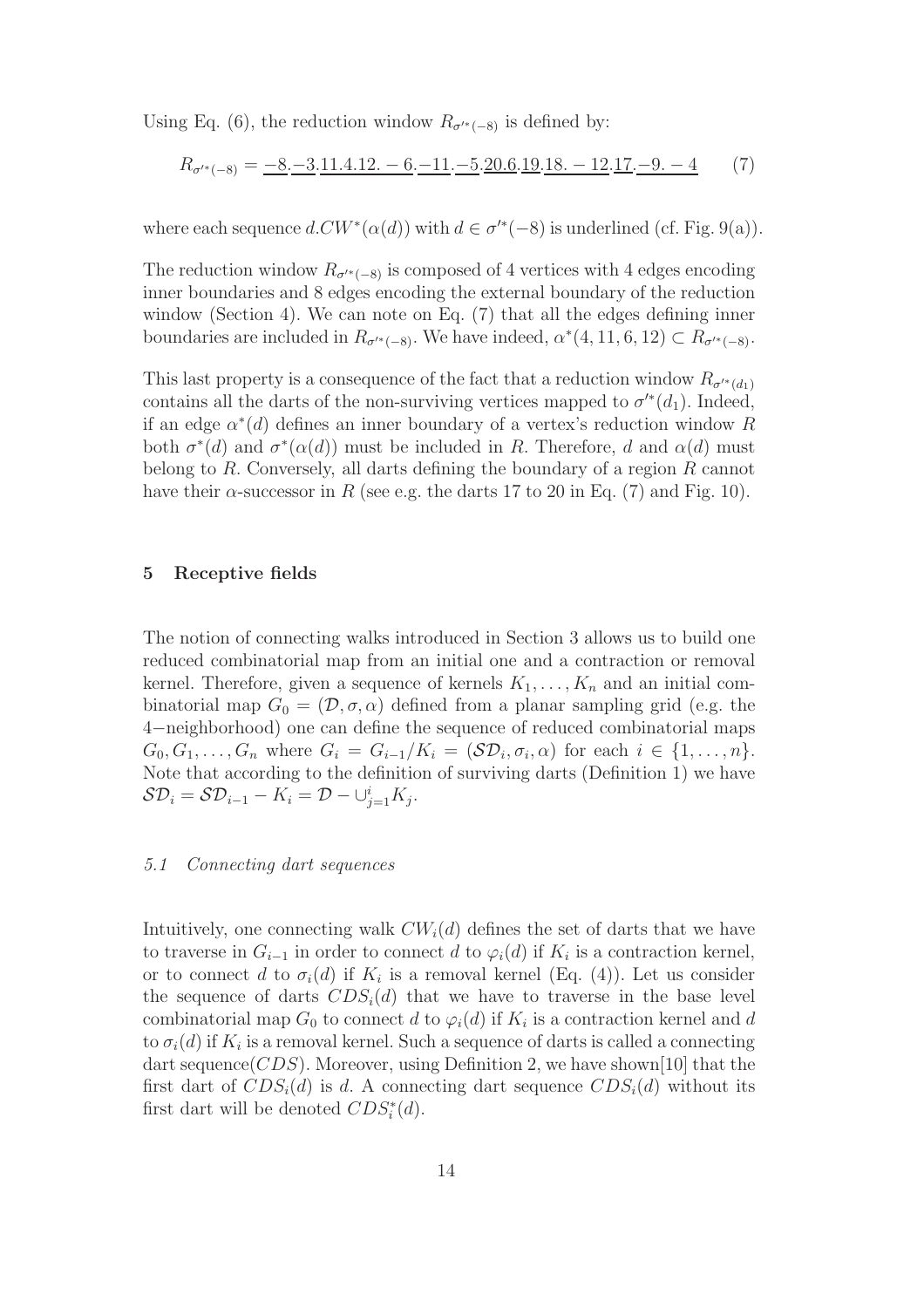Using Eq. (6), the reduction window $R_{\sigma'^*(-8)}$ is defined by:

$$R_{\sigma'^*(-8)} = \underline{-8}.\underline{-3}.\underline{11.4.12.-6}.\underline{-11}.\underline{-5}.\underline{20.6}.\underline{19}.\underline{18.-12}.\underline{17}.\underline{-9.-4} \qquad (7)$$

where each sequence $d.CW^*(\alpha(d))$ with $d \in \sigma'^*(-8)$ is underlined (cf. Fig. 9(a)).

The reduction window $R_{\sigma'^*(-8)}$ is composed of 4 vertices with 4 edges encoding inner boundaries and 8 edges encoding the external boundary of the reduction window (Section 4). We can note on Eq. (7) that all the edges defining inner boundaries are included in $R_{\sigma'^*(-8)}$. We have indeed, $\alpha^*(4, 11, 6, 12) \subset R_{\sigma'^*(-8)}$.

This last property is a consequence of the fact that a reduction window $R_{\sigma'^*(d_1)}$ contains all the darts of the non-surviving vertices mapped to $\sigma'^*(d_1)$. Indeed, if an edge $\alpha^*(d)$ defines an inner boundary of a vertex's reduction window $R$ both $\sigma^*(d)$ and $\sigma^*(\alpha(d))$ must be included in $R$. Therefore, $d$ and $\alpha(d)$ must belong to $R$. Conversely, all darts defining the boundary of a region $R$ cannot have their $\alpha$-successor in $R$ (see e.g. the darts 17 to 20 in Eq. (7) and Fig. 10).

## 5 Receptive fields

The notion of connecting walks introduced in Section 3 allows us to build one reduced combinatorial map from an initial one and a contraction or removal kernel. Therefore, given a sequence of kernels $K_1, \ldots, K_n$ and an initial combinatorial map $G_0 = (\mathcal{D}, \sigma, \alpha)$ defined from a planar sampling grid (e.g. the 4−neighborhood) one can define the sequence of reduced combinatorial maps $G_0, G_1, \ldots, G_n$ where $G_i = G_{i-1}/K_i = (\mathcal{SD}_i, \sigma_i, \alpha)$ for each $i \in \{1, \ldots, n\}$. Note that according to the definition of surviving darts (Definition 1) we have $\mathcal{SD}_i = \mathcal{SD}_{i-1} - K_i = \mathcal{D} - \cup_{j=1}^{i} K_j$.

### 5.1 Connecting dart sequences

Intuitively, one connecting walk $CW_i(d)$ defines the set of darts that we have to traverse in $G_{i-1}$ in order to connect $d$ to $\varphi_i(d)$ if $K_i$ is a contraction kernel, or to connect $d$ to $\sigma_i(d)$ if $K_i$ is a removal kernel (Eq. (4)). Let us consider the sequence of darts $CDS_i(d)$ that we have to traverse in the base level combinatorial map $G_0$ to connect $d$ to $\varphi_i(d)$ if $K_i$ is a contraction kernel and $d$ to $\sigma_i(d)$ if $K_i$ is a removal kernel. Such a sequence of darts is called a connecting dart sequence($CDS$). Moreover, using Definition 2, we have shown[10] that the first dart of $CDS_i(d)$ is $d$. A connecting dart sequence $CDS_i(d)$ without its first dart will be denoted $CDS_i^*(d)$.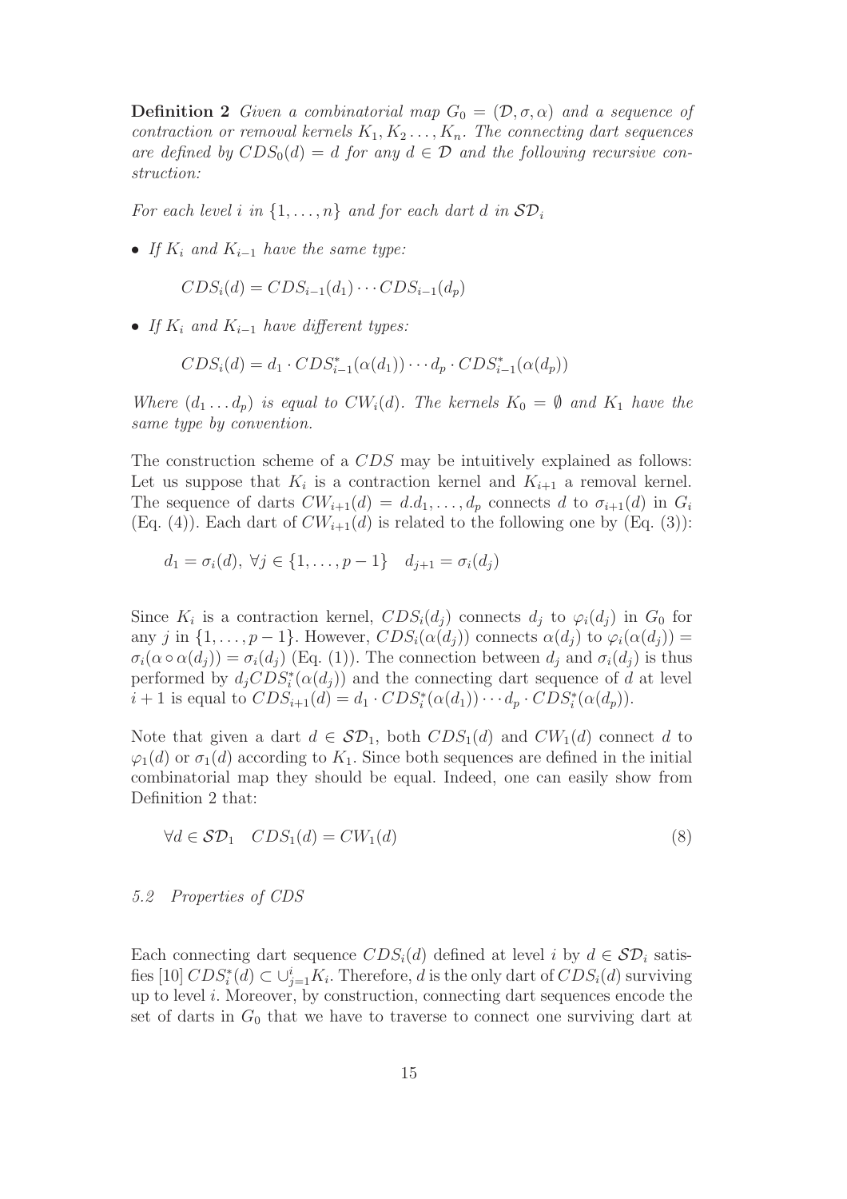**Definition 2** *Given a combinatorial map $G_0 = (\mathcal{D}, \sigma, \alpha)$ and a sequence of contraction or removal kernels $K_1, K_2 \ldots, K_n$. The connecting dart sequences are defined by $CDS_0(d) = d$ for any $d \in \mathcal{D}$ and the following recursive construction:*

*For each level $i$ in $\{1, \ldots, n\}$ and for each dart $d$ in $\mathcal{SD}_i$*

- *If $K_i$ and $K_{i-1}$ have the same type:*

$$CDS_i(d) = CDS_{i-1}(d_1) \cdots CDS_{i-1}(d_p)$$

- *If $K_i$ and $K_{i-1}$ have different types:*

$$CDS_i(d) = d_1 \cdot CDS^*_{i-1}(\alpha(d_1)) \cdots d_p \cdot CDS^*_{i-1}(\alpha(d_p))$$

*Where $(d_1 \ldots d_p)$ is equal to $CW_i(d)$. The kernels $K_0 = \emptyset$ and $K_1$ have the same type by convention.*

The construction scheme of a $CDS$ may be intuitively explained as follows: Let us suppose that $K_i$ is a contraction kernel and $K_{i+1}$ a removal kernel. The sequence of darts $CW_{i+1}(d) = d.d_1, \ldots, d_p$ connects $d$ to $\sigma_{i+1}(d)$ in $G_i$ (Eq. (4)). Each dart of $CW_{i+1}(d)$ is related to the following one by (Eq. (3)):

$$d_1 = \sigma_i(d),\ \forall j \in \{1, \ldots, p-1\} \quad d_{j+1} = \sigma_i(d_j)$$

Since $K_i$ is a contraction kernel, $CDS_i(d_j)$ connects $d_j$ to $\varphi_i(d_j)$ in $G_0$ for any $j$ in $\{1, \ldots, p-1\}$. However, $CDS_i(\alpha(d_j))$ connects $\alpha(d_j)$ to $\varphi_i(\alpha(d_j)) = \sigma_i(\alpha \circ \alpha(d_j)) = \sigma_i(d_j)$ (Eq. (1)). The connection between $d_j$ and $\sigma_i(d_j)$ is thus performed by $d_j CDS^*_i(\alpha(d_j))$ and the connecting dart sequence of $d$ at level $i+1$ is equal to $CDS_{i+1}(d) = d_1 \cdot CDS^*_i(\alpha(d_1)) \cdots d_p \cdot CDS^*_i(\alpha(d_p))$.

Note that given a dart $d \in \mathcal{SD}_1$, both $CDS_1(d)$ and $CW_1(d)$ connect $d$ to $\varphi_1(d)$ or $\sigma_1(d)$ according to $K_1$. Since both sequences are defined in the initial combinatorial map they should be equal. Indeed, one can easily show from Definition 2 that:

$$\forall d \in \mathcal{SD}_1 \quad CDS_1(d) = CW_1(d) \tag{8}$$

### *5.2 Properties of CDS*

Each connecting dart sequence $CDS_i(d)$ defined at level $i$ by $d \in \mathcal{SD}_i$ satisfies [10] $CDS^*_i(d) \subset \cup_{j=1}^{i} K_i$. Therefore, $d$ is the only dart of $CDS_i(d)$ surviving up to level $i$. Moreover, by construction, connecting dart sequences encode the set of darts in $G_0$ that we have to traverse to connect one surviving dart at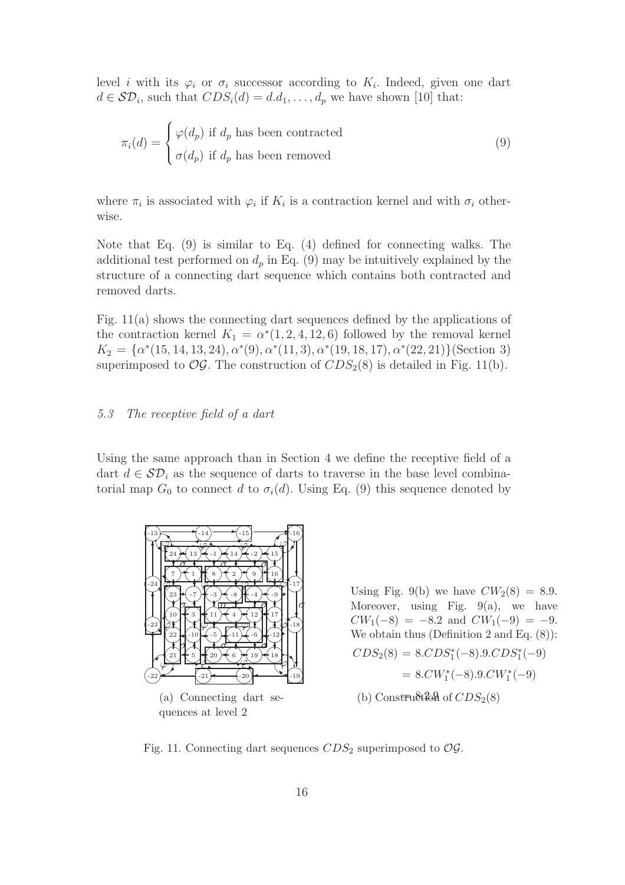level $i$ with its $\varphi_i$ or $\sigma_i$ successor according to $K_i$. Indeed, given one dart $d \in \mathcal{SD}_i$, such that $CDS_i(d) = d.d_1, \ldots, d_p$ we have shown [10] that:

$$\pi_i(d) = \begin{cases} \varphi(d_p) \text{ if } d_p \text{ has been contracted} \\ \sigma(d_p) \text{ if } d_p \text{ has been removed} \end{cases} \tag{9}$$

where $\pi_i$ is associated with $\varphi_i$ if $K_i$ is a contraction kernel and with $\sigma_i$ otherwise.

Note that Eq. (9) is similar to Eq. (4) defined for connecting walks. The additional test performed on $d_p$ in Eq. (9) may be intuitively explained by the structure of a connecting dart sequence which contains both contracted and removed darts.

Fig. 11(a) shows the connecting dart sequences defined by the applications of the contraction kernel $K_1 = \alpha^*(1, 2, 4, 12, 6)$ followed by the removal kernel $K_2 = \{\alpha^*(15, 14, 13, 24), \alpha^*(9), \alpha^*(11, 3), \alpha^*(19, 18, 17), \alpha^*(22, 21)\}$(Section 3) superimposed to $\mathcal{OG}$. The construction of $CDS_2(8)$ is detailed in Fig. 11(b).

### 5.3 The receptive field of a dart

Using the same approach than in Section 4 we define the receptive field of a dart $d \in \mathcal{SD}_i$ as the sequence of darts to traverse in the base level combinatorial map $G_0$ to connect $d$ to $\sigma_i(d)$. Using Eq. (9) this sequence denoted by

(a) Connecting dart sequences at level 2

Using Fig. 9(b) we have $CW_2(8) = 8.9$. Moreover, using Fig. 9(a), we have $CW_1(-8) = -8.2$ and $CW_1(-9) = -9$. We obtain thus (Definition 2 and Eq. (8)):

$$\begin{aligned} CDS_2(8) &= 8.CDS_1^*(-8).9.CDS_1^*(-9) \\ &= 8.CW_1^*(-8).9.CW_1^*(-9) \\ &= 8.2.9 \end{aligned}$$

(b) Construction of $CDS_2(8)$

Fig. 11. Connecting dart sequences $CDS_2$ superimposed to $\mathcal{OG}$.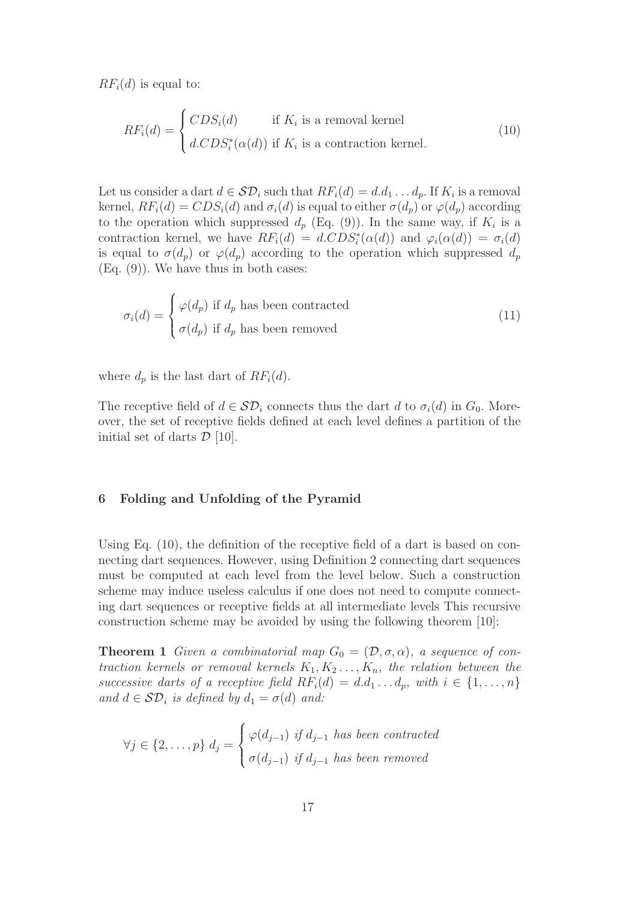$RF_i(d)$ is equal to:

$$RF_i(d) = \begin{cases} CDS_i(d) & \text{if } K_i \text{ is a removal kernel} \\ d.CDS_i^*(\alpha(d)) & \text{if } K_i \text{ is a contraction kernel.} \end{cases} \tag{10}$$

Let us consider a dart $d \in \mathcal{SD}_i$ such that $RF_i(d) = d.d_1 \dots d_p$. If $K_i$ is a removal kernel, $RF_i(d) = CDS_i(d)$ and $\sigma_i(d)$ is equal to either $\sigma(d_p)$ or $\varphi(d_p)$ according to the operation which suppressed $d_p$ (Eq. (9)). In the same way, if $K_i$ is a contraction kernel, we have $RF_i(d) = d.CDS_i^*(\alpha(d))$ and $\varphi_i(\alpha(d)) = \sigma_i(d)$ is equal to $\sigma(d_p)$ or $\varphi(d_p)$ according to the operation which suppressed $d_p$ (Eq. (9)). We have thus in both cases:

$$\sigma_i(d) = \begin{cases} \varphi(d_p) & \text{if } d_p \text{ has been contracted} \\ \sigma(d_p) & \text{if } d_p \text{ has been removed} \end{cases} \tag{11}$$

where $d_p$ is the last dart of $RF_i(d)$.

The receptive field of $d \in \mathcal{SD}_i$ connects thus the dart $d$ to $\sigma_i(d)$ in $G_0$. Moreover, the set of receptive fields defined at each level defines a partition of the initial set of darts $\mathcal{D}$ [10].

## 6 Folding and Unfolding of the Pyramid

Using Eq. (10), the definition of the receptive field of a dart is based on connecting dart sequences. However, using Definition 2 connecting dart sequences must be computed at each level from the level below. Such a construction scheme may induce useless calculus if one does not need to compute connecting dart sequences or receptive fields at all intermediate levels This recursive construction scheme may be avoided by using the following theorem [10]:

**Theorem 1** *Given a combinatorial map $G_0 = (\mathcal{D}, \sigma, \alpha)$, a sequence of contraction kernels or removal kernels $K_1, K_2 \dots, K_n$, the relation between the successive darts of a receptive field $RF_i(d) = d.d_1 \dots d_p$, with $i \in \{1, \dots, n\}$ and $d \in \mathcal{SD}_i$ is defined by $d_1 = \sigma(d)$ and:*

$$\forall j \in \{2, \dots, p\} \; d_j = \begin{cases} \varphi(d_{j-1}) & \text{if } d_{j-1} \text{ has been contracted} \\ \sigma(d_{j-1}) & \text{if } d_{j-1} \text{ has been removed} \end{cases}$$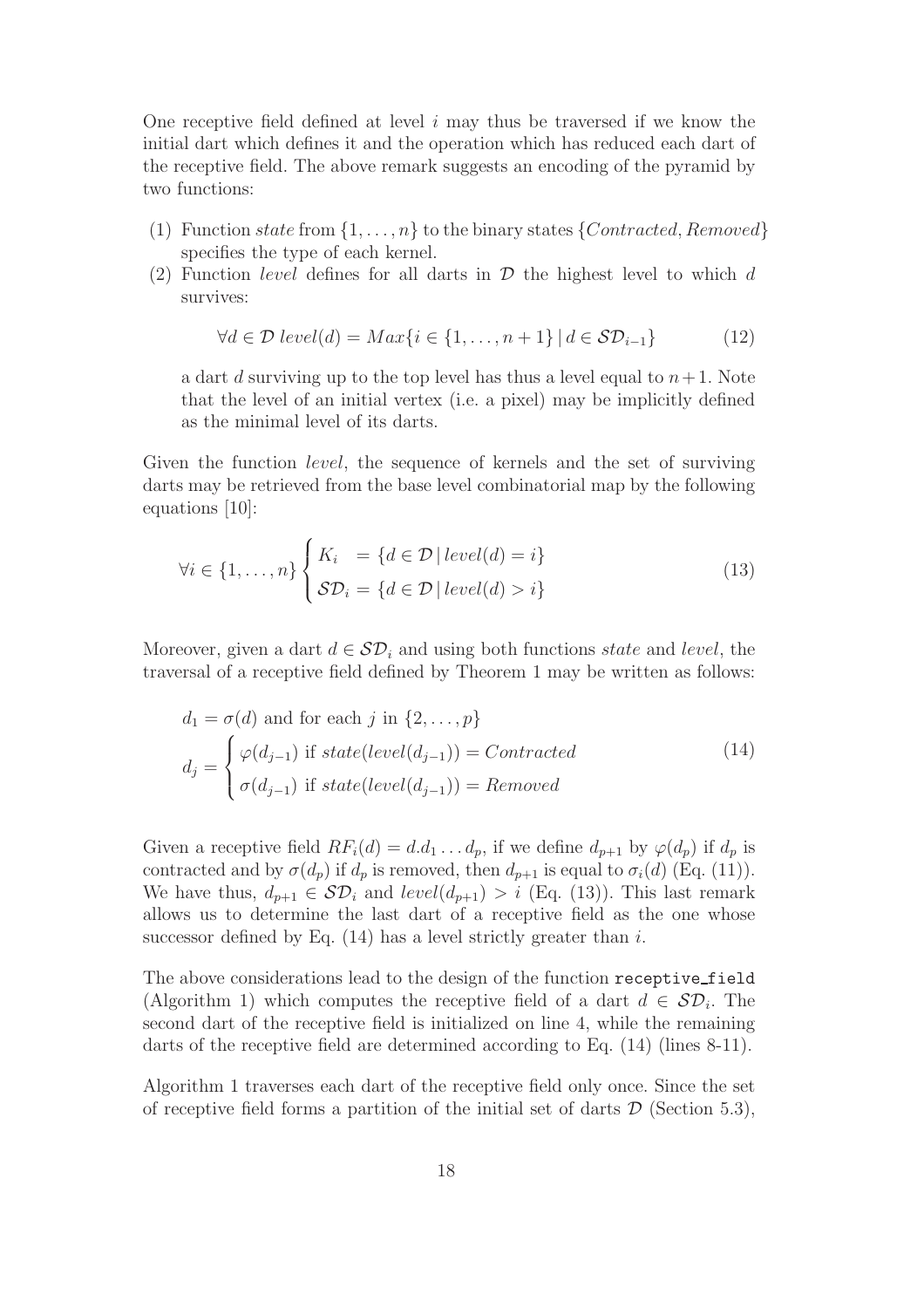One receptive field defined at level $i$ may thus be traversed if we know the initial dart which defines it and the operation which has reduced each dart of the receptive field. The above remark suggests an encoding of the pyramid by two functions:

(1) Function *state* from $\{1, \ldots, n\}$ to the binary states $\{Contracted, Removed\}$ specifies the type of each kernel.
(2) Function *level* defines for all darts in $\mathcal{D}$ the highest level to which $d$ survives:

$$\forall d \in \mathcal{D} \; level(d) = Max\{i \in \{1, \ldots, n+1\} \,|\, d \in \mathcal{SD}_{i-1}\} \tag{12}$$

a dart $d$ surviving up to the top level has thus a level equal to $n+1$. Note that the level of an initial vertex (i.e. a pixel) may be implicitly defined as the minimal level of its darts.

Given the function *level*, the sequence of kernels and the set of surviving darts may be retrieved from the base level combinatorial map by the following equations [10]:

$$\forall i \in \{1, \ldots, n\} \begin{cases} K_i &= \{d \in \mathcal{D} \,|\, level(d) = i\} \\ \mathcal{SD}_i &= \{d \in \mathcal{D} \,|\, level(d) > i\} \end{cases} \tag{13}$$

Moreover, given a dart $d \in \mathcal{SD}_i$ and using both functions *state* and *level*, the traversal of a receptive field defined by Theorem 1 may be written as follows:

$$\begin{aligned} &d_1 = \sigma(d) \text{ and for each } j \text{ in } \{2, \ldots, p\} \\ &d_j = \begin{cases} \varphi(d_{j-1}) \text{ if } state(level(d_{j-1})) = Contracted \\ \sigma(d_{j-1}) \text{ if } state(level(d_{j-1})) = Removed \end{cases} \end{aligned} \tag{14}$$

Given a receptive field $RF_i(d) = d.d_1 \ldots d_p$, if we define $d_{p+1}$ by $\varphi(d_p)$ if $d_p$ is contracted and by $\sigma(d_p)$ if $d_p$ is removed, then $d_{p+1}$ is equal to $\sigma_i(d)$ (Eq. (11)). We have thus, $d_{p+1} \in \mathcal{SD}_i$ and $level(d_{p+1}) > i$ (Eq. (13)). This last remark allows us to determine the last dart of a receptive field as the one whose successor defined by Eq. (14) has a level strictly greater than $i$.

The above considerations lead to the design of the function `receptive_field` (Algorithm 1) which computes the receptive field of a dart $d \in \mathcal{SD}_i$. The second dart of the receptive field is initialized on line 4, while the remaining darts of the receptive field are determined according to Eq. (14) (lines 8-11).

Algorithm 1 traverses each dart of the receptive field only once. Since the set of receptive field forms a partition of the initial set of darts $\mathcal{D}$ (Section 5.3),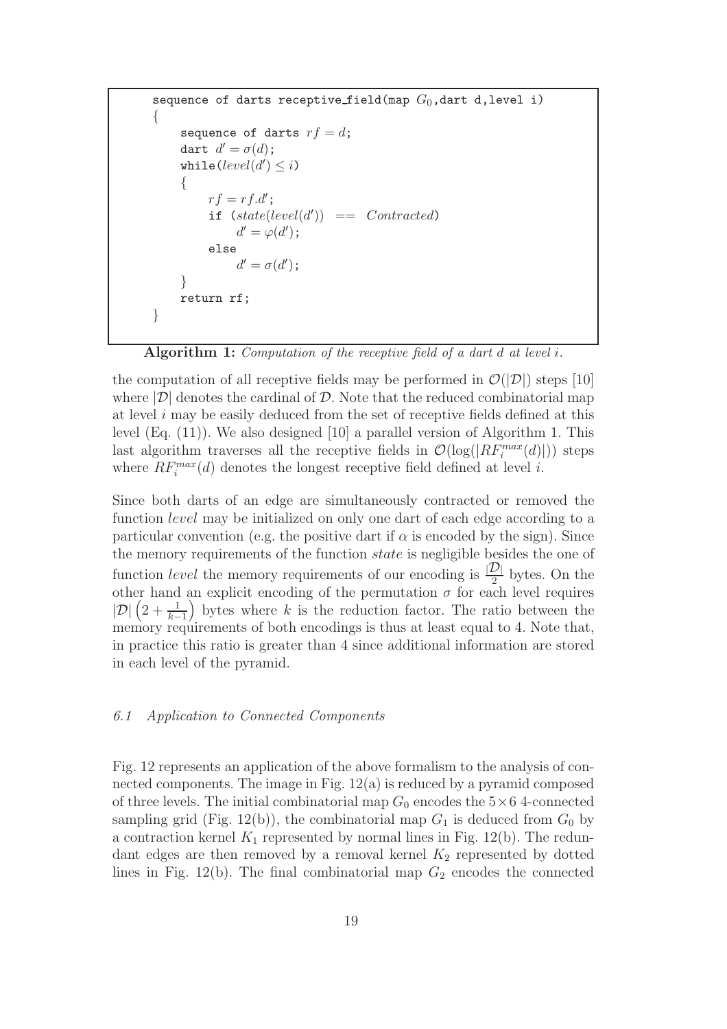```
sequence of darts receptive_field(map G_0,dart d,level i)
{
    sequence of darts rf = d;
    dart d' = σ(d);
    while(level(d') ≤ i)
    {
        rf = rf.d';
        if (state(level(d')) == Contracted)
            d' = φ(d');
        else
            d' = σ(d');
    }
    return rf;
}
```

**Algorithm 1:** *Computation of the receptive field of a dart d at level i.*

the computation of all receptive fields may be performed in $\mathcal{O}(|\mathcal{D}|)$ steps [10] where $|\mathcal{D}|$ denotes the cardinal of $\mathcal{D}$. Note that the reduced combinatorial map at level $i$ may be easily deduced from the set of receptive fields defined at this level (Eq. (11)). We also designed [10] a parallel version of Algorithm 1. This last algorithm traverses all the receptive fields in $\mathcal{O}(\log(|RF_i^{max}(d)|))$ steps where $RF_i^{max}(d)$ denotes the longest receptive field defined at level $i$.

Since both darts of an edge are simultaneously contracted or removed the function *level* may be initialized on only one dart of each edge according to a particular convention (e.g. the positive dart if $\alpha$ is encoded by the sign). Since the memory requirements of the function *state* is negligible besides the one of function *level* the memory requirements of our encoding is $\frac{|\mathcal{D}|}{2}$ bytes. On the other hand an explicit encoding of the permutation $\sigma$ for each level requires $|\mathcal{D}|\left(2+\frac{1}{k-1}\right)$ bytes where $k$ is the reduction factor. The ratio between the memory requirements of both encodings is thus at least equal to 4. Note that, in practice this ratio is greater than 4 since additional information are stored in each level of the pyramid.

### *6.1 Application to Connected Components*

Fig. 12 represents an application of the above formalism to the analysis of connected components. The image in Fig. 12(a) is reduced by a pyramid composed of three levels. The initial combinatorial map $G_0$ encodes the $5\times 6$ 4-connected sampling grid (Fig. 12(b)), the combinatorial map $G_1$ is deduced from $G_0$ by a contraction kernel $K_1$ represented by normal lines in Fig. 12(b). The redundant edges are then removed by a removal kernel $K_2$ represented by dotted lines in Fig. 12(b). The final combinatorial map $G_2$ encodes the connected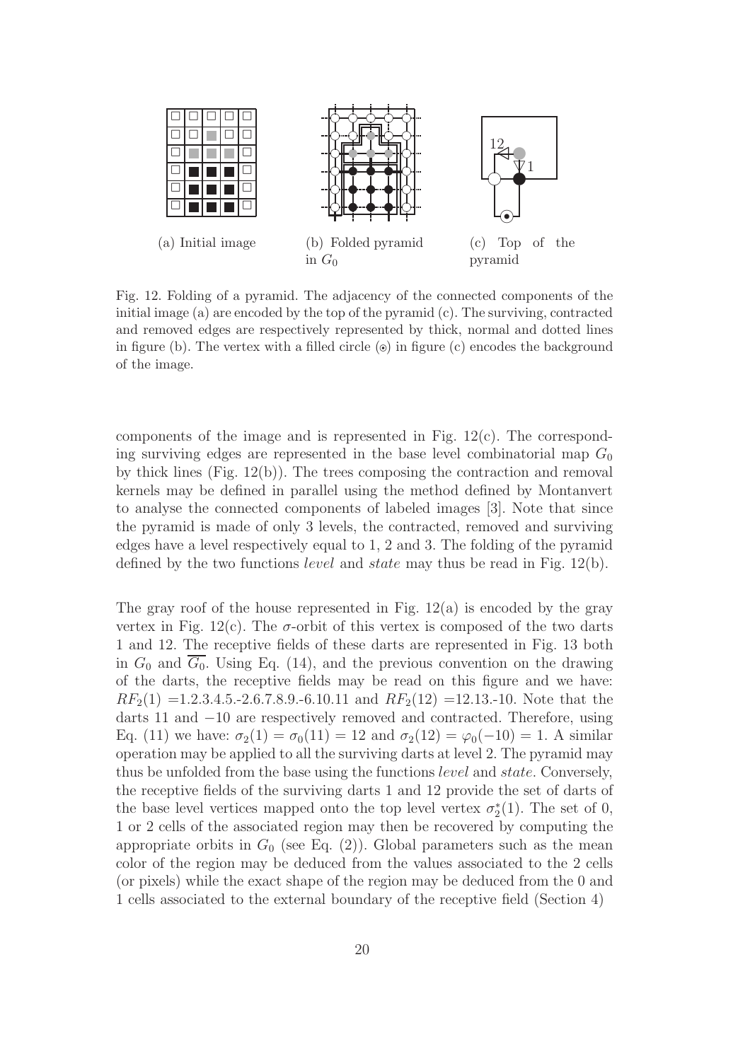(a) Initial image

(b) Folded pyramid in $G_0$

(c) Top of the pyramid

Fig. 12. Folding of a pyramid. The adjacency of the connected components of the initial image (a) are encoded by the top of the pyramid (c). The surviving, contracted and removed edges are respectively represented by thick, normal and dotted lines in figure (b). The vertex with a filled circle (⊙) in figure (c) encodes the background of the image.

components of the image and is represented in Fig. 12(c). The corresponding surviving edges are represented in the base level combinatorial map $G_0$ by thick lines (Fig. 12(b)). The trees composing the contraction and removal kernels may be defined in parallel using the method defined by Montanvert to analyse the connected components of labeled images [3]. Note that since the pyramid is made of only 3 levels, the contracted, removed and surviving edges have a level respectively equal to 1, 2 and 3. The folding of the pyramid defined by the two functions *level* and *state* may thus be read in Fig. 12(b).

The gray roof of the house represented in Fig. 12(a) is encoded by the gray vertex in Fig. 12(c). The $\sigma$-orbit of this vertex is composed of the two darts 1 and 12. The receptive fields of these darts are represented in Fig. 13 both in $G_0$ and $\overline{G_0}$. Using Eq. (14), and the previous convention on the drawing of the darts, the receptive fields may be read on this figure and we have: $RF_2(1)$ =1.2.3.4.5.-2.6.7.8.9.-6.10.11 and $RF_2(12)$ =12.13.-10. Note that the darts 11 and $-10$ are respectively removed and contracted. Therefore, using Eq. (11) we have: $\sigma_2(1) = \sigma_0(11) = 12$ and $\sigma_2(12) = \varphi_0(-10) = 1$. A similar operation may be applied to all the surviving darts at level 2. The pyramid may thus be unfolded from the base using the functions *level* and *state*. Conversely, the receptive fields of the surviving darts 1 and 12 provide the set of darts of the base level vertices mapped onto the top level vertex $\sigma_2^*(1)$. The set of 0, 1 or 2 cells of the associated region may then be recovered by computing the appropriate orbits in $G_0$ (see Eq. (2)). Global parameters such as the mean color of the region may be deduced from the values associated to the 2 cells (or pixels) while the exact shape of the region may be deduced from the 0 and 1 cells associated to the external boundary of the receptive field (Section 4)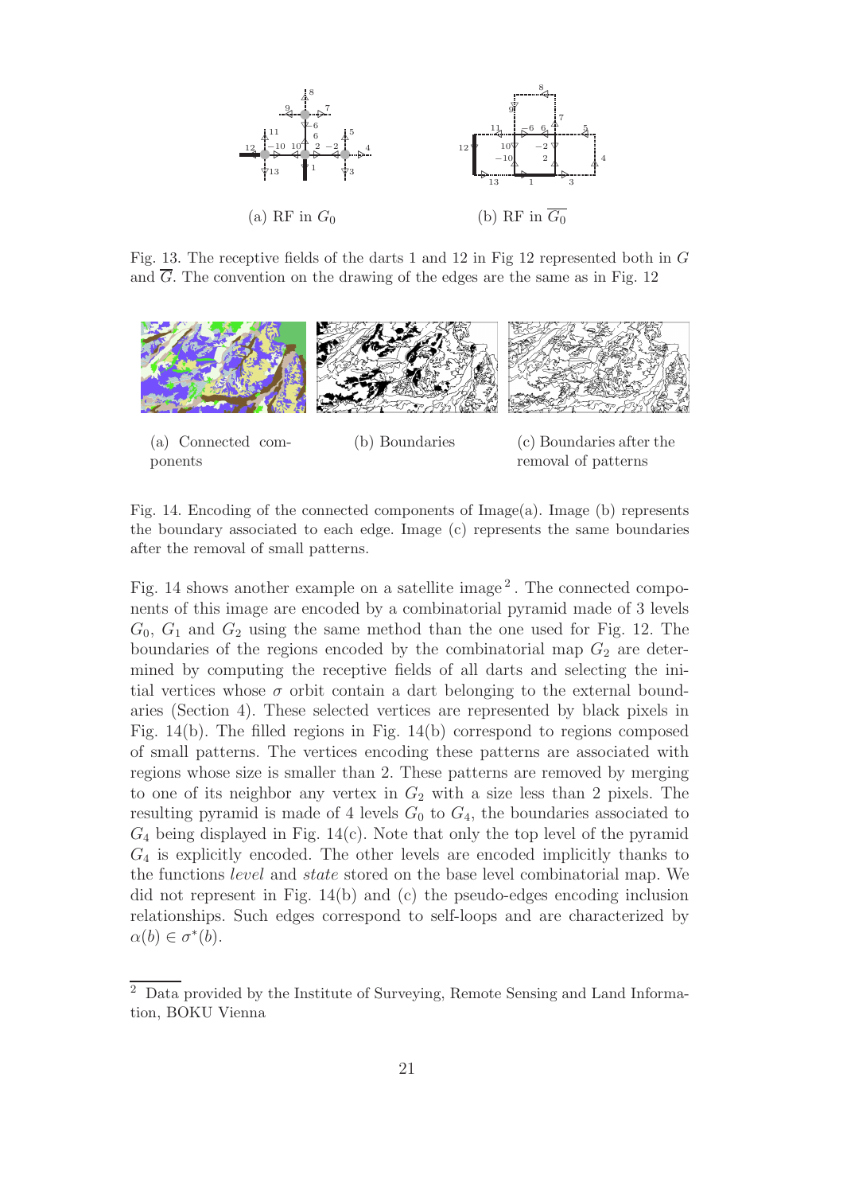(a) RF in $G_0$

(b) RF in $\overline{G_0}$

Fig. 13. The receptive fields of the darts 1 and 12 in Fig 12 represented both in $G$ and $\overline{G}$. The convention on the drawing of the edges are the same as in Fig. 12

(a) Connected components

(b) Boundaries

(c) Boundaries after the removal of patterns

Fig. 14. Encoding of the connected components of Image(a). Image (b) represents the boundary associated to each edge. Image (c) represents the same boundaries after the removal of small patterns.

Fig. 14 shows another example on a satellite image [2]. The connected components of this image are encoded by a combinatorial pyramid made of 3 levels $G_0$, $G_1$ and $G_2$ using the same method than the one used for Fig. 12. The boundaries of the regions encoded by the combinatorial map $G_2$ are determined by computing the receptive fields of all darts and selecting the initial vertices whose $\sigma$ orbit contain a dart belonging to the external boundaries (Section 4). These selected vertices are represented by black pixels in Fig. 14(b). The filled regions in Fig. 14(b) correspond to regions composed of small patterns. The vertices encoding these patterns are associated with regions whose size is smaller than 2. These patterns are removed by merging to one of its neighbor any vertex in $G_2$ with a size less than 2 pixels. The resulting pyramid is made of 4 levels $G_0$ to $G_4$, the boundaries associated to $G_4$ being displayed in Fig. 14(c). Note that only the top level of the pyramid $G_4$ is explicitly encoded. The other levels are encoded implicitly thanks to the functions *level* and *state* stored on the base level combinatorial map. We did not represent in Fig. 14(b) and (c) the pseudo-edges encoding inclusion relationships. Such edges correspond to self-loops and are characterized by $\alpha(b) \in \sigma^*(b)$.

[2] Data provided by the Institute of Surveying, Remote Sensing and Land Information, BOKU Vienna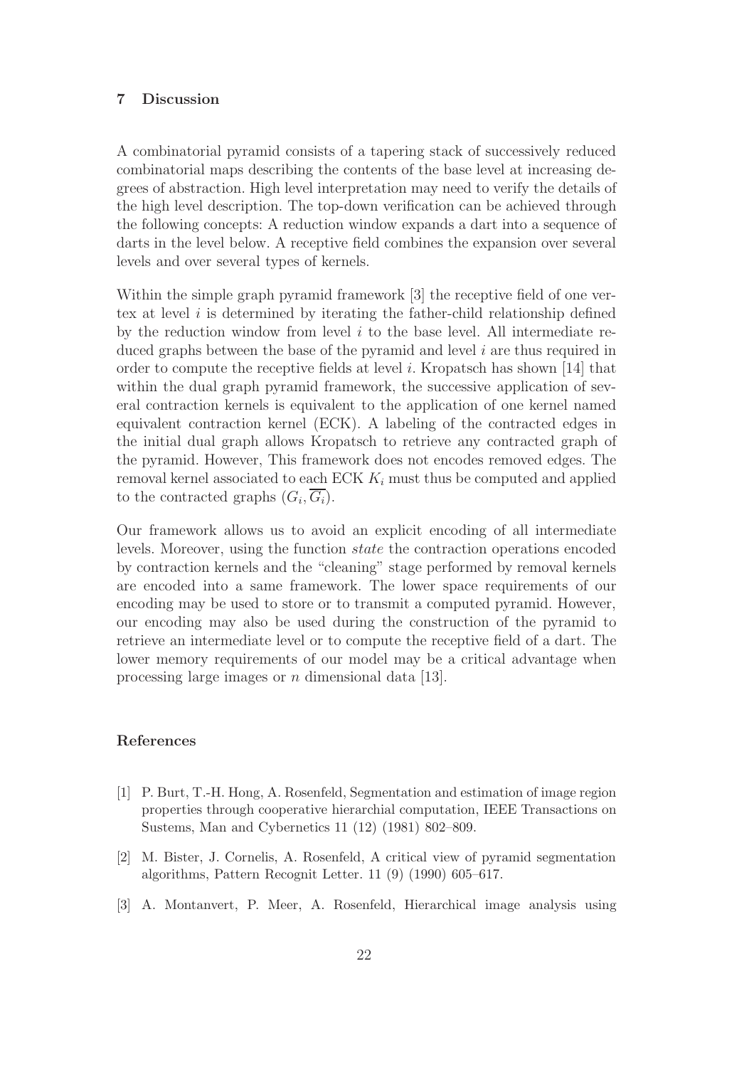## 7 Discussion

A combinatorial pyramid consists of a tapering stack of successively reduced combinatorial maps describing the contents of the base level at increasing degrees of abstraction. High level interpretation may need to verify the details of the high level description. The top-down verification can be achieved through the following concepts: A reduction window expands a dart into a sequence of darts in the level below. A receptive field combines the expansion over several levels and over several types of kernels.

Within the simple graph pyramid framework [3] the receptive field of one vertex at level $i$ is determined by iterating the father-child relationship defined by the reduction window from level $i$ to the base level. All intermediate reduced graphs between the base of the pyramid and level $i$ are thus required in order to compute the receptive fields at level $i$. Kropatsch has shown [14] that within the dual graph pyramid framework, the successive application of several contraction kernels is equivalent to the application of one kernel named equivalent contraction kernel (ECK). A labeling of the contracted edges in the initial dual graph allows Kropatsch to retrieve any contracted graph of the pyramid. However, This framework does not encodes removed edges. The removal kernel associated to each ECK $K_i$ must thus be computed and applied to the contracted graphs $(G_i, \overline{G_i})$.

Our framework allows us to avoid an explicit encoding of all intermediate levels. Moreover, using the function *state* the contraction operations encoded by contraction kernels and the "cleaning" stage performed by removal kernels are encoded into a same framework. The lower space requirements of our encoding may be used to store or to transmit a computed pyramid. However, our encoding may also be used during the construction of the pyramid to retrieve an intermediate level or to compute the receptive field of a dart. The lower memory requirements of our model may be a critical advantage when processing large images or $n$ dimensional data [13].

## References

[1] P. Burt, T.-H. Hong, A. Rosenfeld, Segmentation and estimation of image region properties through cooperative hierarchial computation, IEEE Transactions on Sustems, Man and Cybernetics 11 (12) (1981) 802–809.

[2] M. Bister, J. Cornelis, A. Rosenfeld, A critical view of pyramid segmentation algorithms, Pattern Recognit Letter. 11 (9) (1990) 605–617.

[3] A. Montanvert, P. Meer, A. Rosenfeld, Hierarchical image analysis using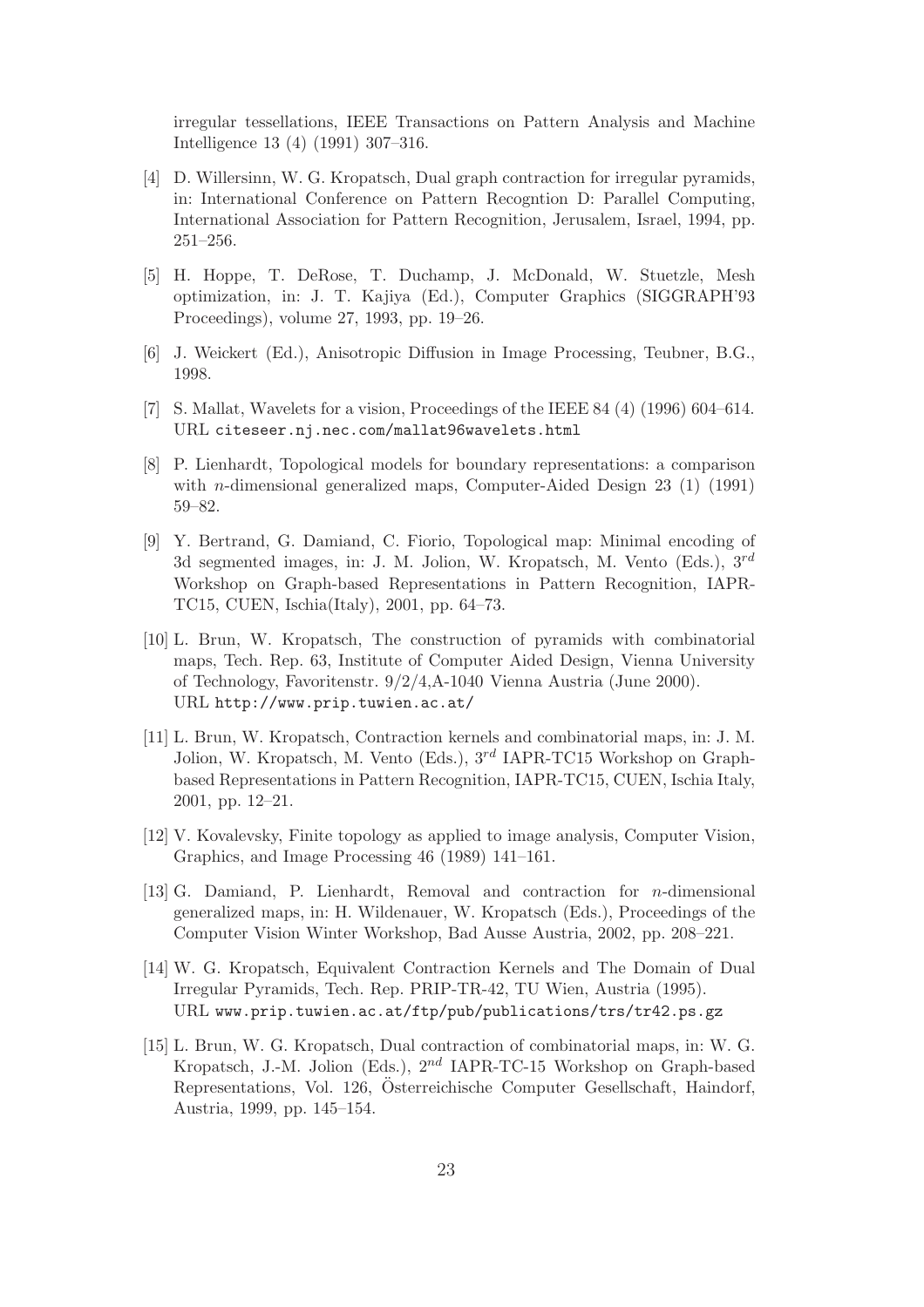irregular tessellations, IEEE Transactions on Pattern Analysis and Machine Intelligence 13 (4) (1991) 307–316.

[4] D. Willersinn, W. G. Kropatsch, Dual graph contraction for irregular pyramids, in: International Conference on Pattern Recogntion D: Parallel Computing, International Association for Pattern Recognition, Jerusalem, Israel, 1994, pp. 251–256.

[5] H. Hoppe, T. DeRose, T. Duchamp, J. McDonald, W. Stuetzle, Mesh optimization, in: J. T. Kajiya (Ed.), Computer Graphics (SIGGRAPH'93 Proceedings), volume 27, 1993, pp. 19–26.

[6] J. Weickert (Ed.), Anisotropic Diffusion in Image Processing, Teubner, B.G., 1998.

[7] S. Mallat, Wavelets for a vision, Proceedings of the IEEE 84 (4) (1996) 604–614. URL citeseer.nj.nec.com/mallat96wavelets.html

[8] P. Lienhardt, Topological models for boundary representations: a comparison with $n$-dimensional generalized maps, Computer-Aided Design 23 (1) (1991) 59–82.

[9] Y. Bertrand, G. Damiand, C. Fiorio, Topological map: Minimal encoding of 3d segmented images, in: J. M. Jolion, W. Kropatsch, M. Vento (Eds.), $3^{rd}$ Workshop on Graph-based Representations in Pattern Recognition, IAPR-TC15, CUEN, Ischia(Italy), 2001, pp. 64–73.

[10] L. Brun, W. Kropatsch, The construction of pyramids with combinatorial maps, Tech. Rep. 63, Institute of Computer Aided Design, Vienna University of Technology, Favoritenstr. 9/2/4,A-1040 Vienna Austria (June 2000). URL http://www.prip.tuwien.ac.at/

[11] L. Brun, W. Kropatsch, Contraction kernels and combinatorial maps, in: J. M. Jolion, W. Kropatsch, M. Vento (Eds.), $3^{rd}$ IAPR-TC15 Workshop on Graph-based Representations in Pattern Recognition, IAPR-TC15, CUEN, Ischia Italy, 2001, pp. 12–21.

[12] V. Kovalevsky, Finite topology as applied to image analysis, Computer Vision, Graphics, and Image Processing 46 (1989) 141–161.

[13] G. Damiand, P. Lienhardt, Removal and contraction for $n$-dimensional generalized maps, in: H. Wildenauer, W. Kropatsch (Eds.), Proceedings of the Computer Vision Winter Workshop, Bad Ausse Austria, 2002, pp. 208–221.

[14] W. G. Kropatsch, Equivalent Contraction Kernels and The Domain of Dual Irregular Pyramids, Tech. Rep. PRIP-TR-42, TU Wien, Austria (1995). URL www.prip.tuwien.ac.at/ftp/pub/publications/trs/tr42.ps.gz

[15] L. Brun, W. G. Kropatsch, Dual contraction of combinatorial maps, in: W. G. Kropatsch, J.-M. Jolion (Eds.), $2^{nd}$ IAPR-TC-15 Workshop on Graph-based Representations, Vol. 126, Österreichische Computer Gesellschaft, Haindorf, Austria, 1999, pp. 145–154.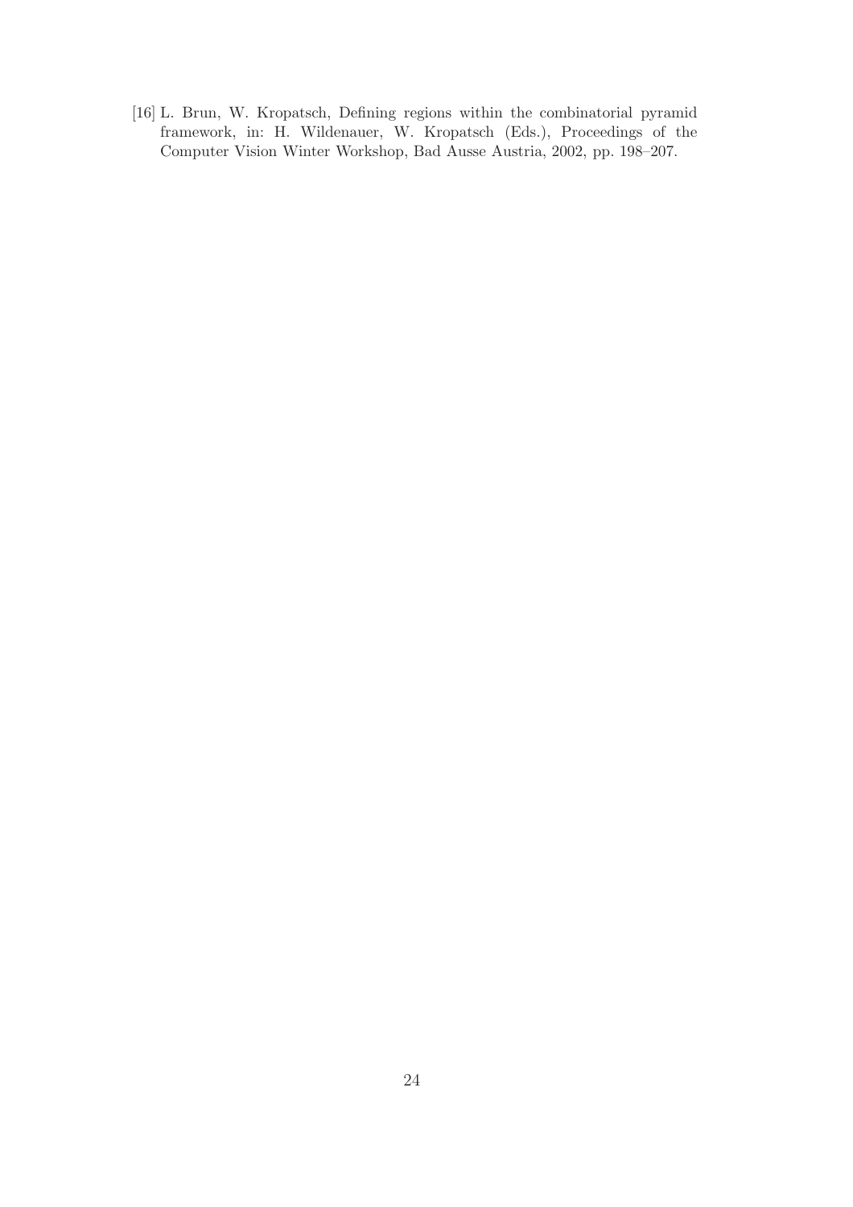[16] L. Brun, W. Kropatsch, Defining regions within the combinatorial pyramid framework, in: H. Wildenauer, W. Kropatsch (Eds.), Proceedings of the Computer Vision Winter Workshop, Bad Ausse Austria, 2002, pp. 198–207.